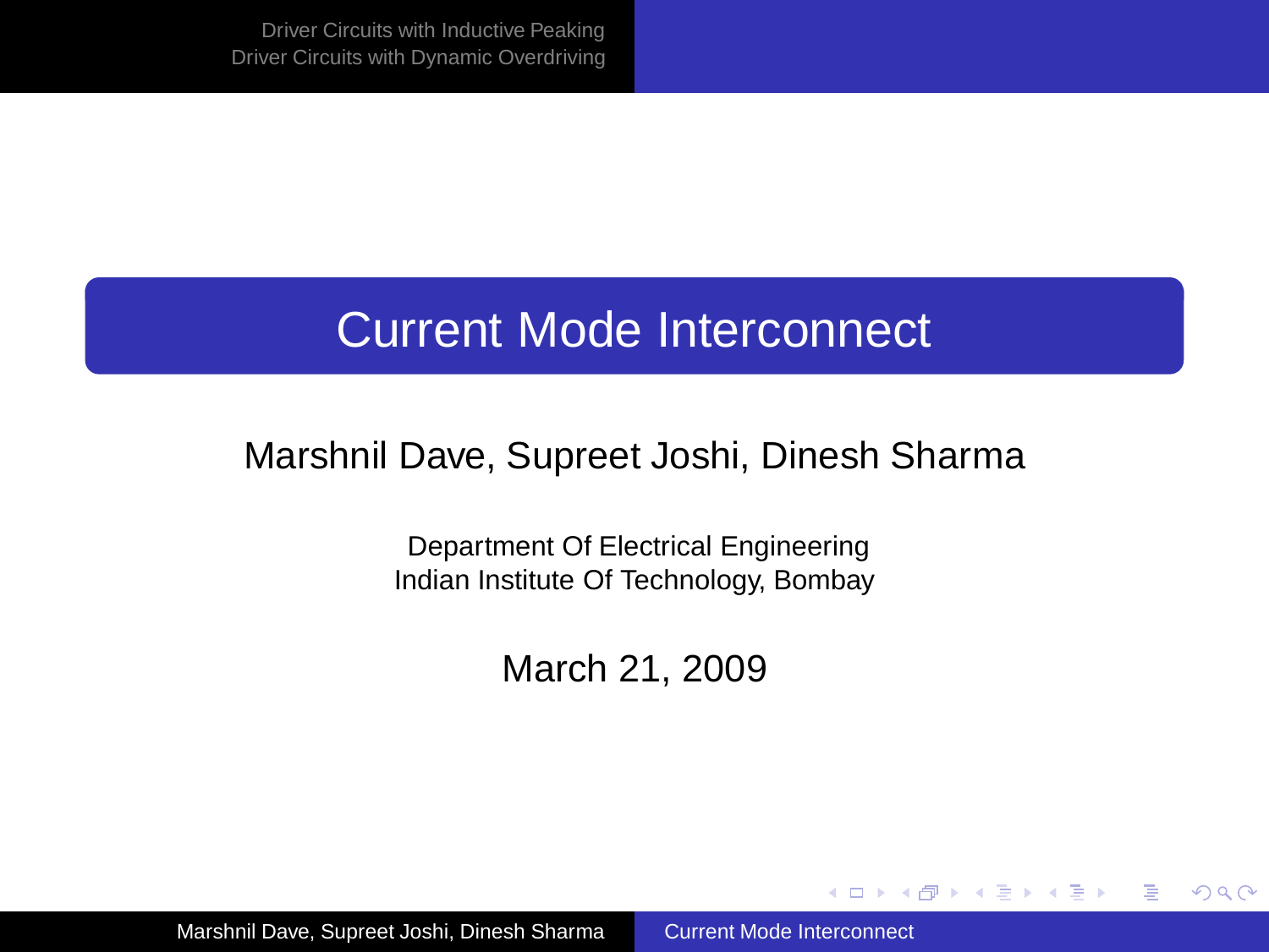# Current Mode Interconnect

Marshnil Dave, Supreet Joshi, Dinesh Sharma

Department Of Electrical Engineering
Indian Institute Of Technology, Bombay

March 21, 2009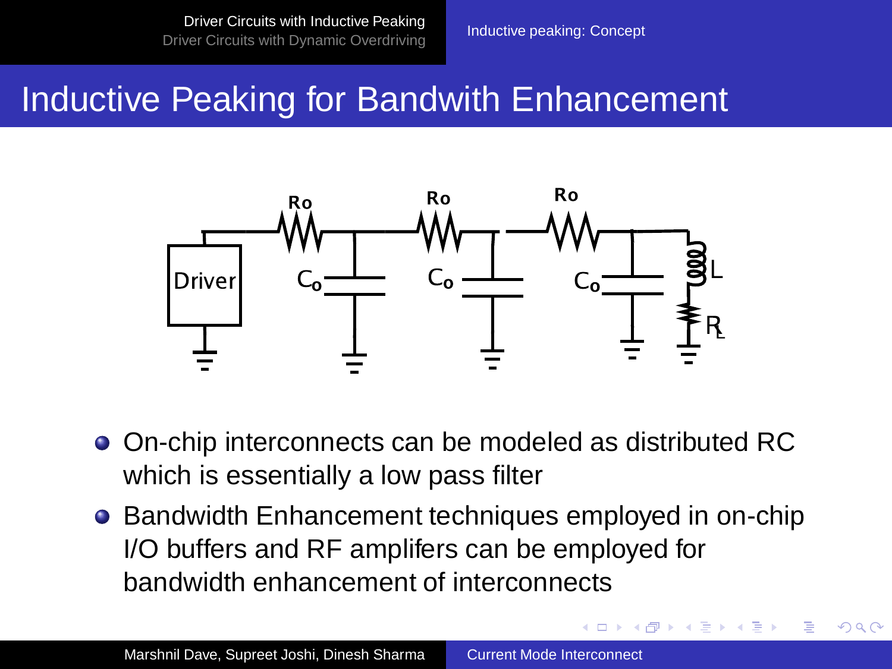# Inductive Peaking for Bandwith Enhancement

- On-chip interconnects can be modeled as distributed RC which is essentially a low pass filter
- Bandwidth Enhancement techniques employed in on-chip I/O buffers and RF amplifers can be employed for bandwidth enhancement of interconnects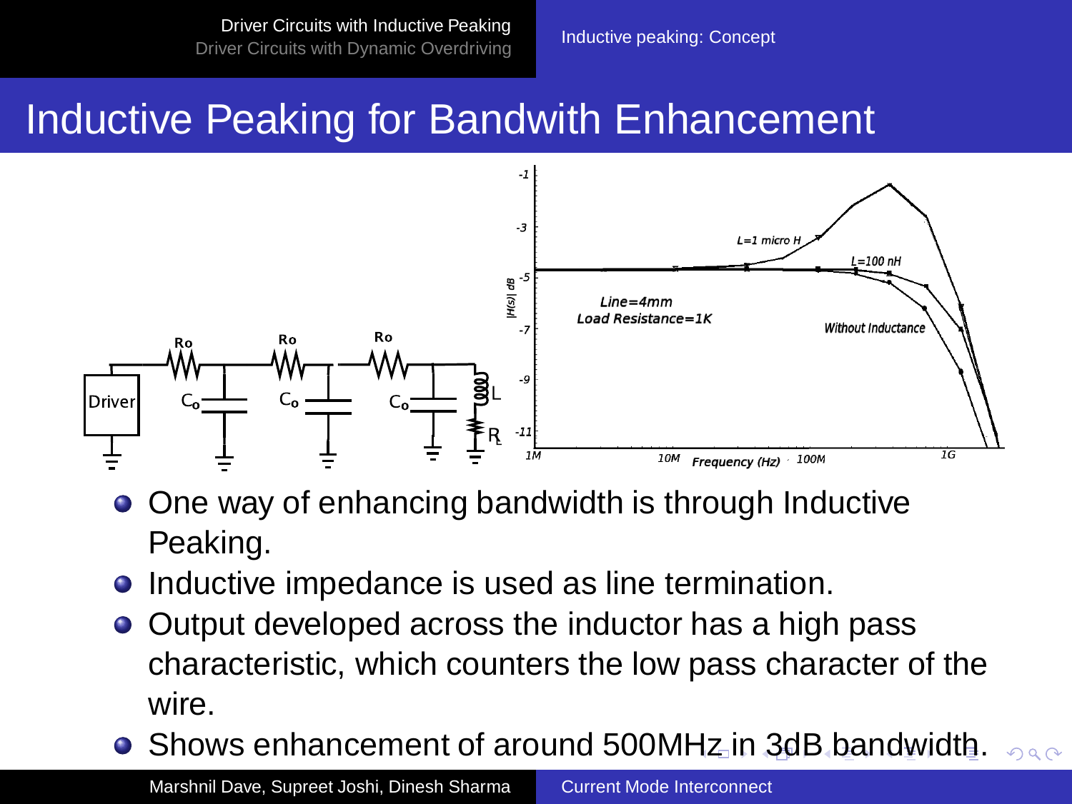# Inductive Peaking for Bandwith Enhancement

- One way of enhancing bandwidth is through Inductive Peaking.
- Inductive impedance is used as line termination.
- Output developed across the inductor has a high pass characteristic, which counters the low pass character of the wire.
- Shows enhancement of around 500MHz in 3dB bandwidth.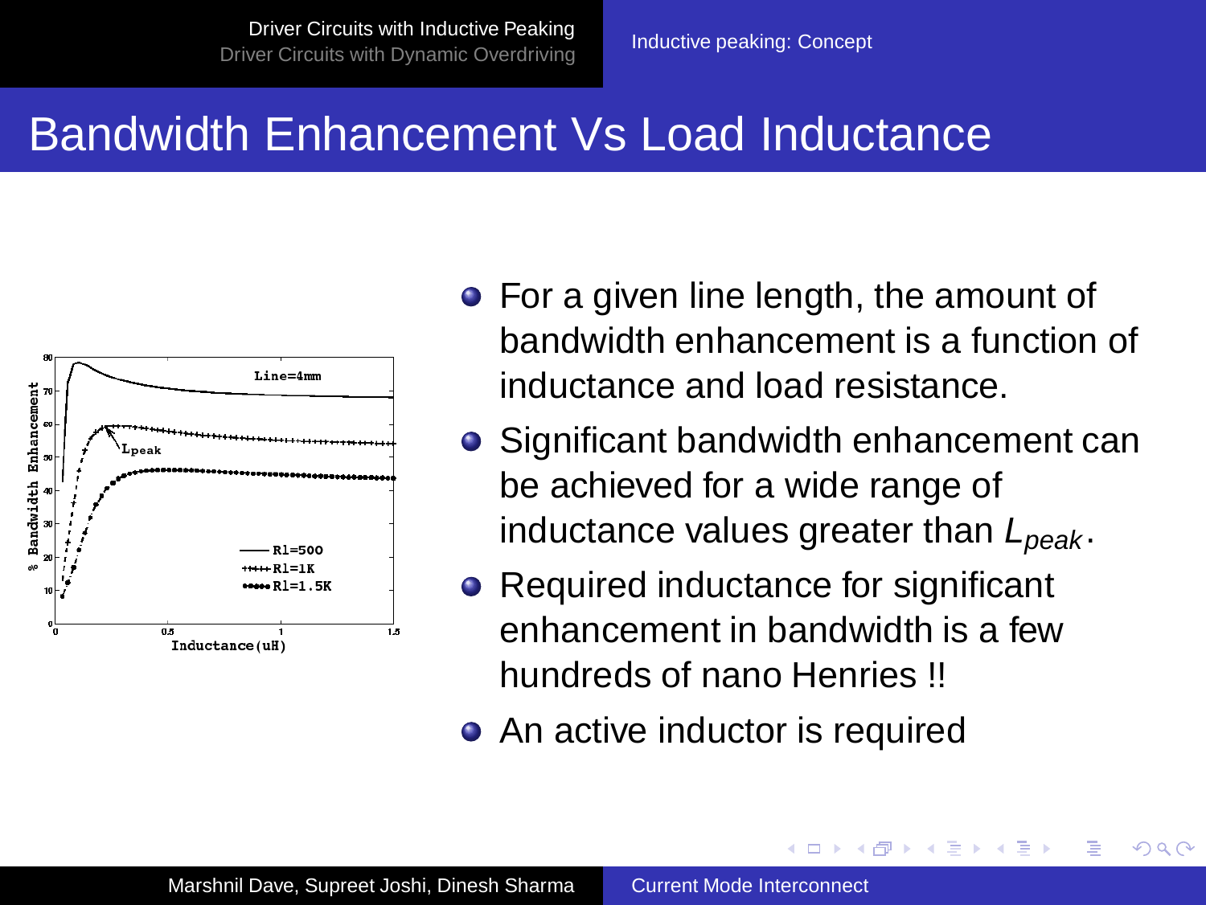# Bandwidth Enhancement Vs Load Inductance

- For a given line length, the amount of bandwidth enhancement is a function of inductance and load resistance.
- Significant bandwidth enhancement can be achieved for a wide range of inductance values greater than $L_{peak}$.
- Required inductance for significant enhancement in bandwidth is a few hundreds of nano Henries !!
- An active inductor is required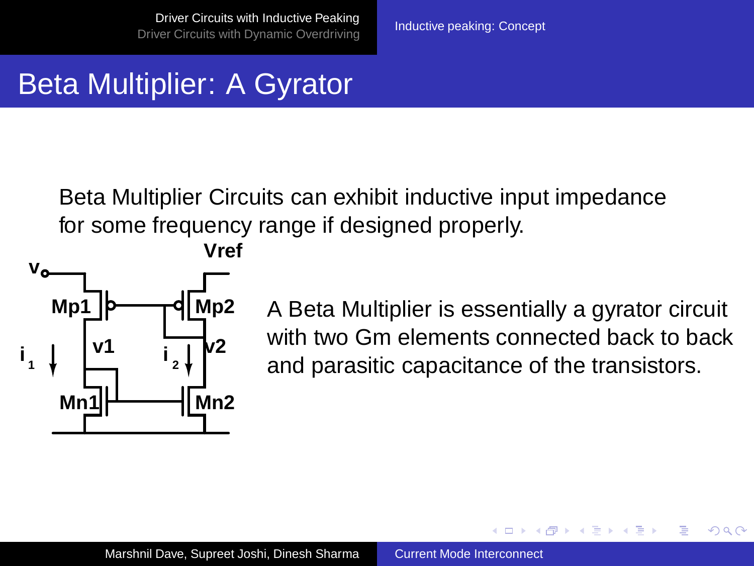# Beta Multiplier: A Gyrator

Beta Multiplier Circuits can exhibit inductive input impedance for some frequency range if designed properly.

A Beta Multiplier is essentially a gyrator circuit with two Gm elements connected back to back and parasitic capacitance of the transistors.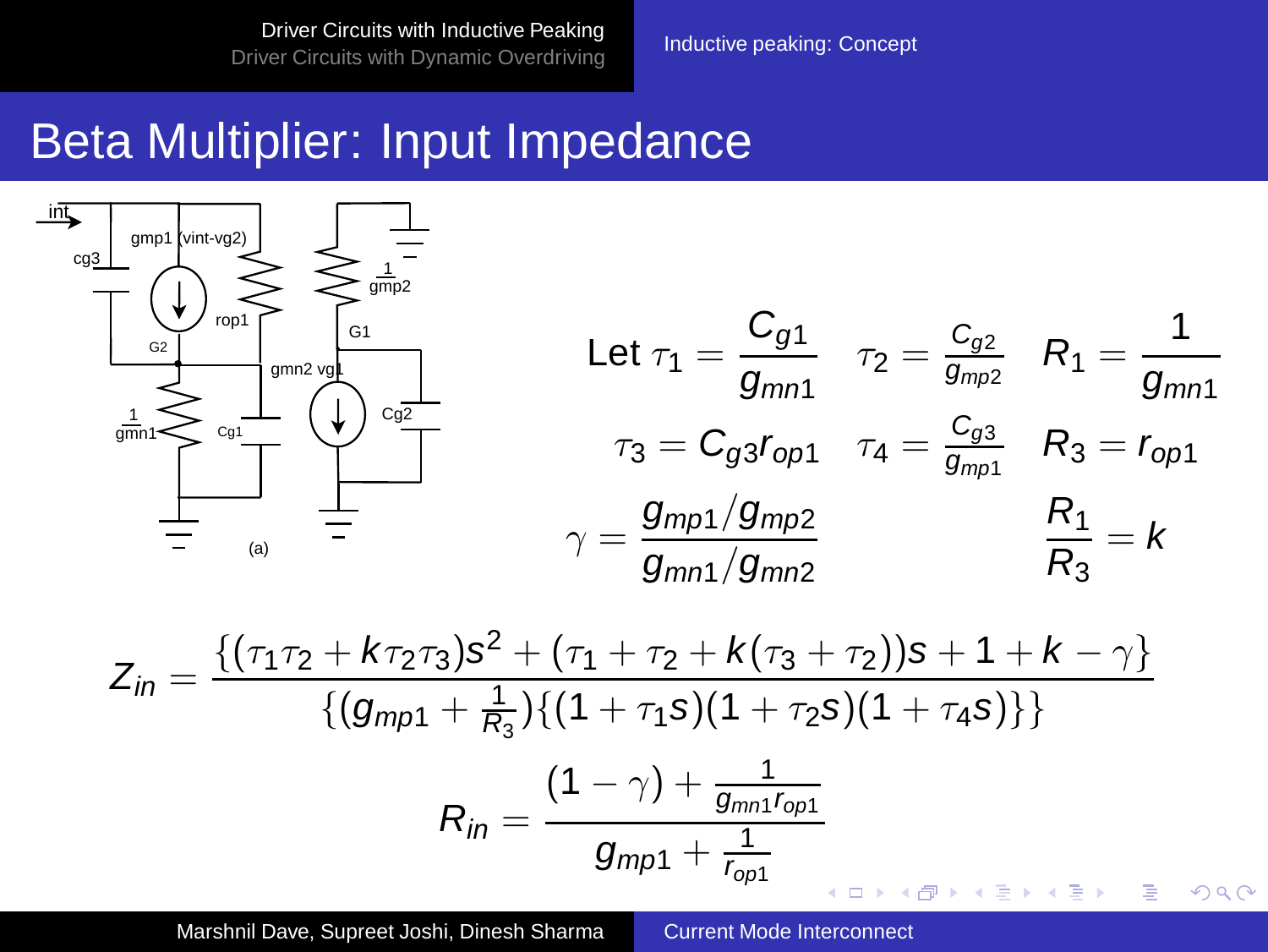# Beta Multiplier: Input Impedance

Let $\tau_1 = \dfrac{C_{g1}}{g_{mn1}}$ $\quad \tau_2 = \dfrac{C_{g2}}{g_{mp2}}$ $\quad R_1 = \dfrac{1}{g_{mn1}}$

$\tau_3 = C_{g3} r_{op1}$ $\quad \tau_4 = \dfrac{C_{g3}}{g_{mp1}}$ $\quad R_3 = r_{op1}$

$\gamma = \dfrac{g_{mp1}/g_{mp2}}{g_{mn1}/g_{mn2}}$ $\quad \dfrac{R_1}{R_3} = k$

$$Z_{in} = \frac{\{(\tau_1\tau_2 + k\tau_2\tau_3)s^2 + (\tau_1 + \tau_2 + k(\tau_3 + \tau_2))s + 1 + k - \gamma\}}{\{(g_{mp1} + \frac{1}{R_3})\{(1 + \tau_1 s)(1 + \tau_2 s)(1 + \tau_4 s)\}\}}$$

$$R_{in} = \frac{(1 - \gamma) + \frac{1}{g_{mn1} r_{op1}}}{g_{mp1} + \frac{1}{r_{op1}}}$$

(a)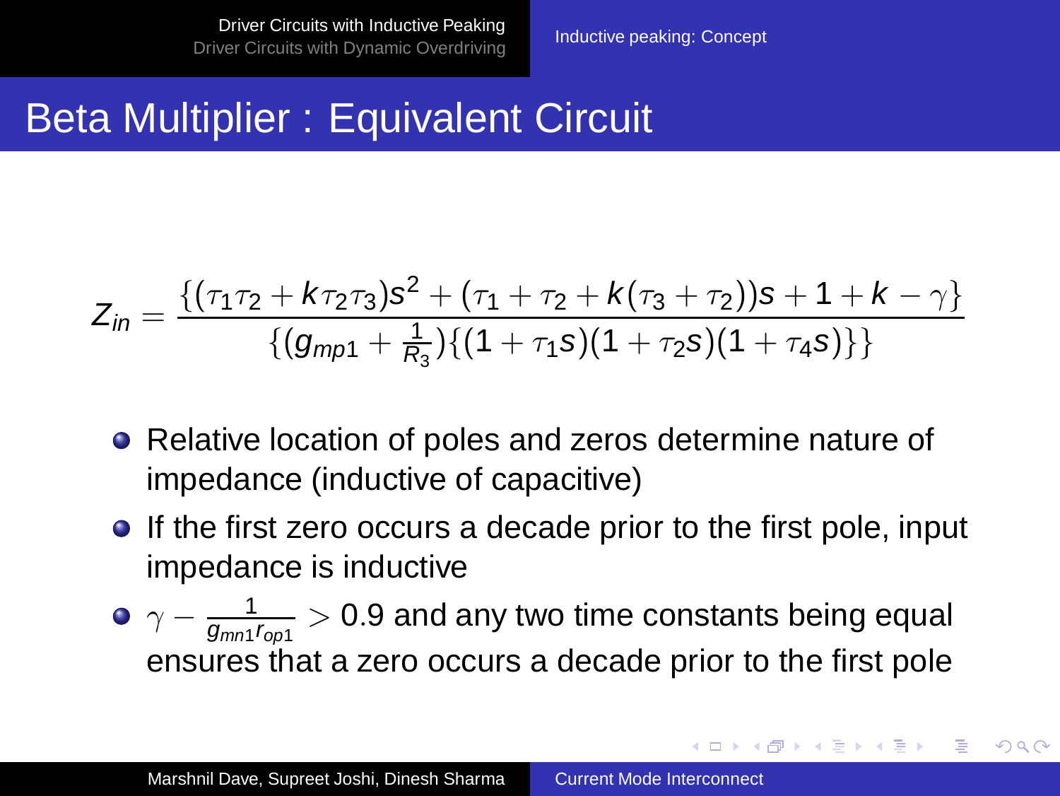# Beta Multiplier : Equivalent Circuit

$$Z_{in} = \frac{\{(\tau_1\tau_2 + k\tau_2\tau_3)s^2 + (\tau_1 + \tau_2 + k(\tau_3 + \tau_2))s + 1 + k - \gamma\}}{\{(g_{mp1} + \frac{1}{R_3})\{(1 + \tau_1 s)(1 + \tau_2 s)(1 + \tau_4 s)\}\}}$$

- Relative location of poles and zeros determine nature of impedance (inductive of capacitive)
- If the first zero occurs a decade prior to the first pole, input impedance is inductive
- $\gamma - \frac{1}{g_{mn1} r_{op1}} > 0.9$ and any two time constants being equal ensures that a zero occurs a decade prior to the first pole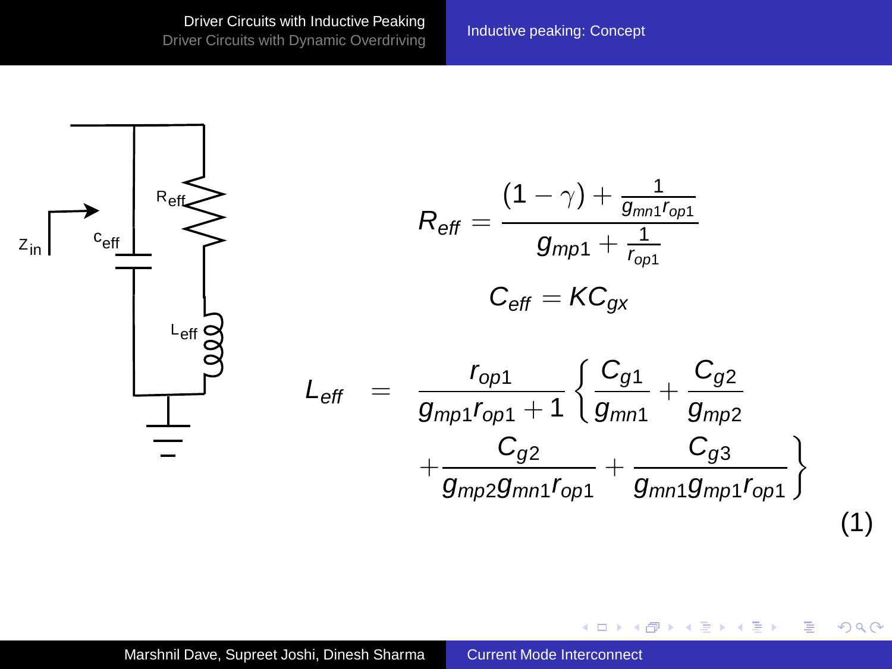## Inductive peaking: Concept

$Z_{in}$, $c_{eff}$, $R_{eff}$, $L_{eff}$

$$R_{eff} = \frac{(1-\gamma) + \frac{1}{g_{mn1} r_{op1}}}{g_{mp1} + \frac{1}{r_{op1}}}$$

$$C_{eff} = K C_{gx}$$

$$L_{eff} = \frac{r_{op1}}{g_{mp1} r_{op1} + 1} \left\{ \frac{C_{g1}}{g_{mn1}} + \frac{C_{g2}}{g_{mp2}} + \frac{C_{g2}}{g_{mp2} g_{mn1} r_{op1}} + \frac{C_{g3}}{g_{mn1} g_{mp1} r_{op1}} \right\} \tag{1}$$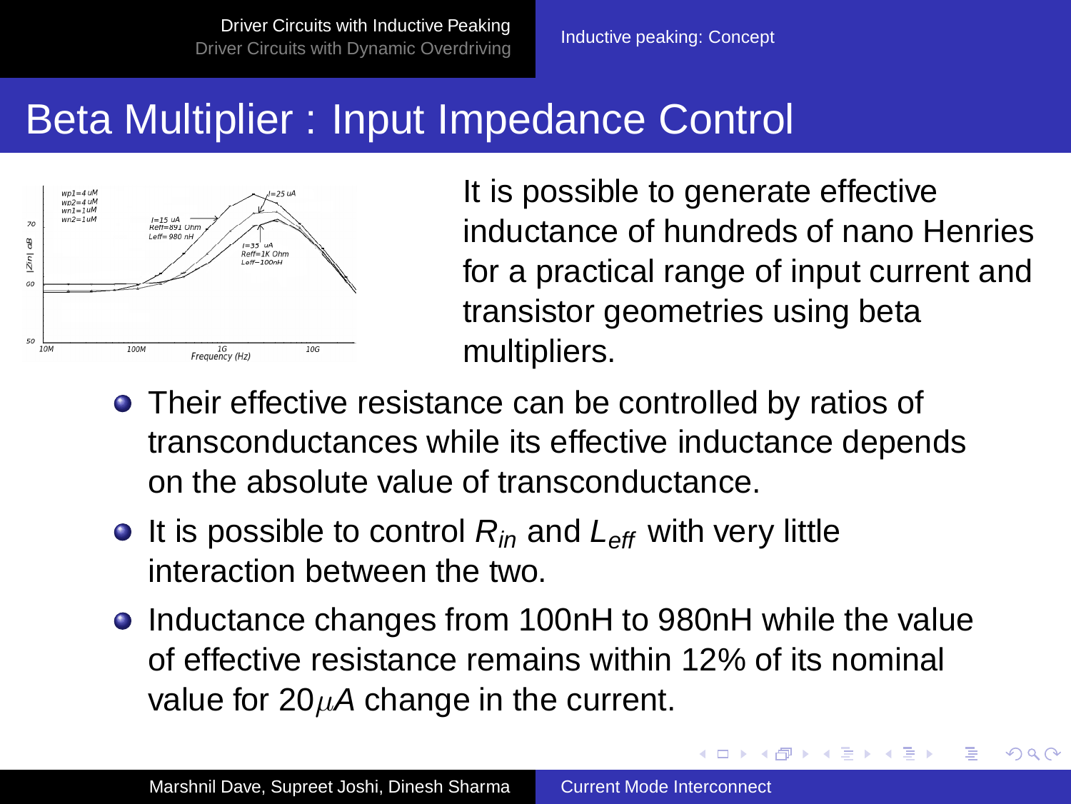# Beta Multiplier : Input Impedance Control

It is possible to generate effective inductance of hundreds of nano Henries for a practical range of input current and transistor geometries using beta multipliers.

- Their effective resistance can be controlled by ratios of transconductances while its effective inductance depends on the absolute value of transconductance.
- It is possible to control $R_{in}$ and $L_{eff}$ with very little interaction between the two.
- Inductance changes from 100nH to 980nH while the value of effective resistance remains within 12% of its nominal value for $20\mu A$ change in the current.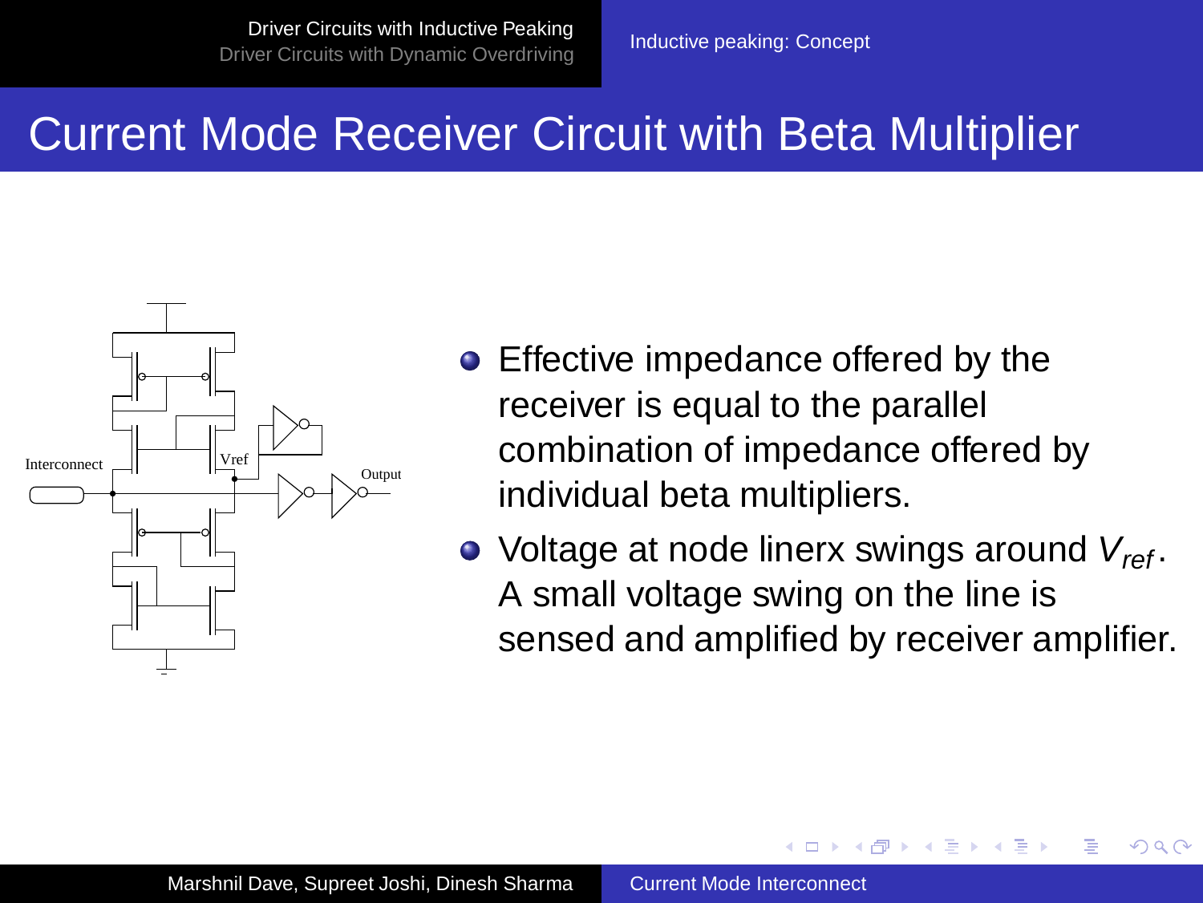# Current Mode Receiver Circuit with Beta Multiplier

Interconnect

Vref

Output

- Effective impedance offered by the receiver is equal to the parallel combination of impedance offered by individual beta multipliers.
- Voltage at node linerx swings around $V_{ref}$. A small voltage swing on the line is sensed and amplified by receiver amplifier.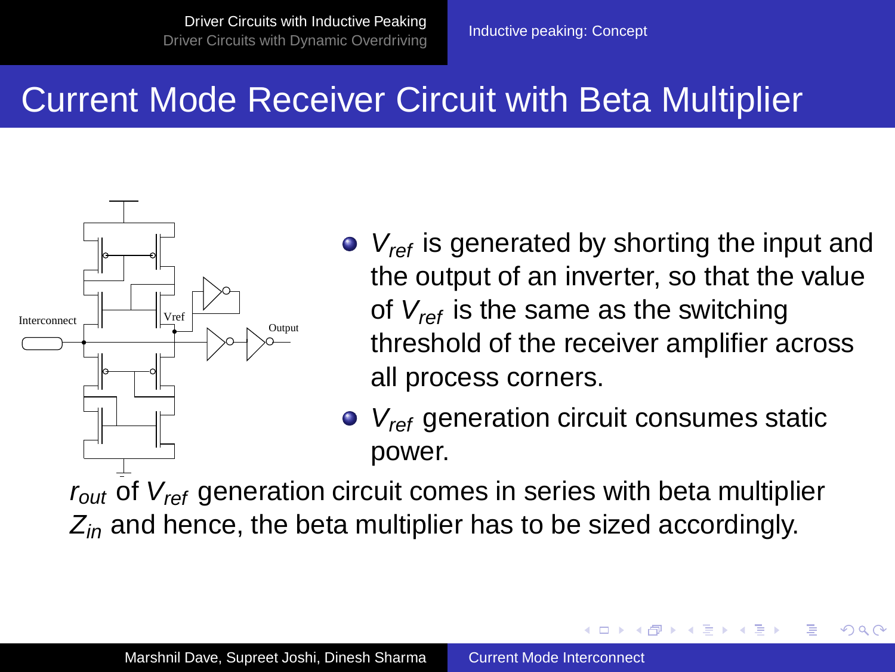# Current Mode Receiver Circuit with Beta Multiplier

- $V_{ref}$ is generated by shorting the input and the output of an inverter, so that the value of $V_{ref}$ is the same as the switching threshold of the receiver amplifier across all process corners.
- $V_{ref}$ generation circuit consumes static power.

$r_{out}$ of $V_{ref}$ generation circuit comes in series with beta multiplier $Z_{in}$ and hence, the beta multiplier has to be sized accordingly.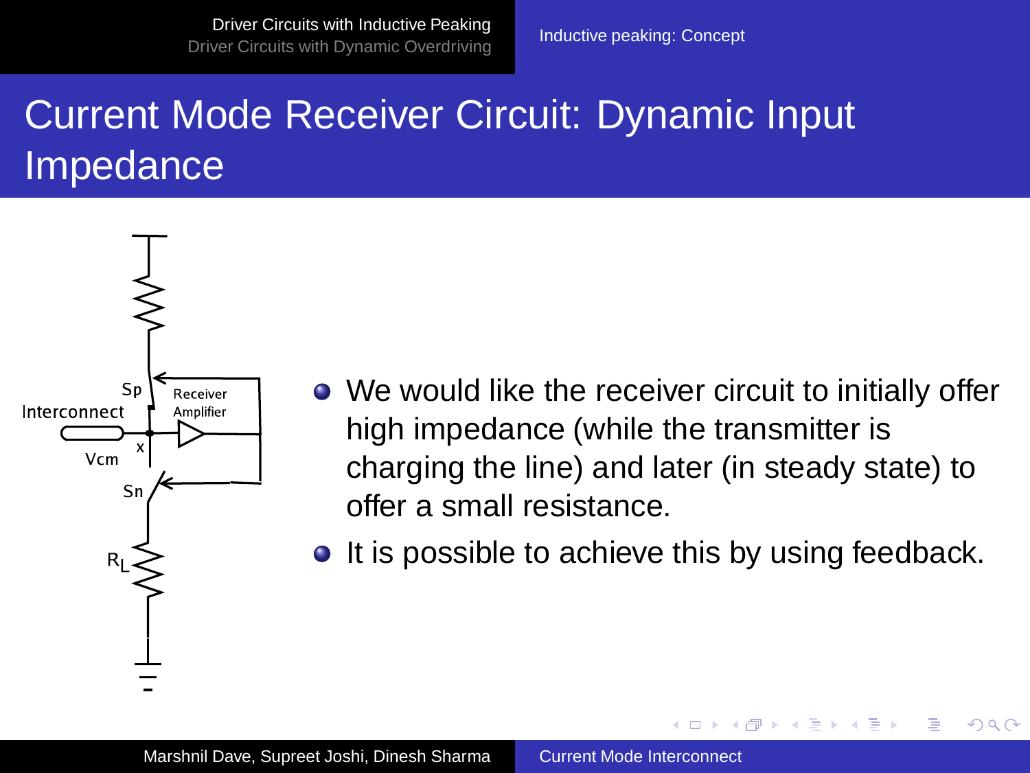# Current Mode Receiver Circuit: Dynamic Input Impedance

Sp

Interconnect

Receiver Amplifier

x

Vcm

Sn

$R_L$

- We would like the receiver circuit to initially offer high impedance (while the transmitter is charging the line) and later (in steady state) to offer a small resistance.
- It is possible to achieve this by using feedback.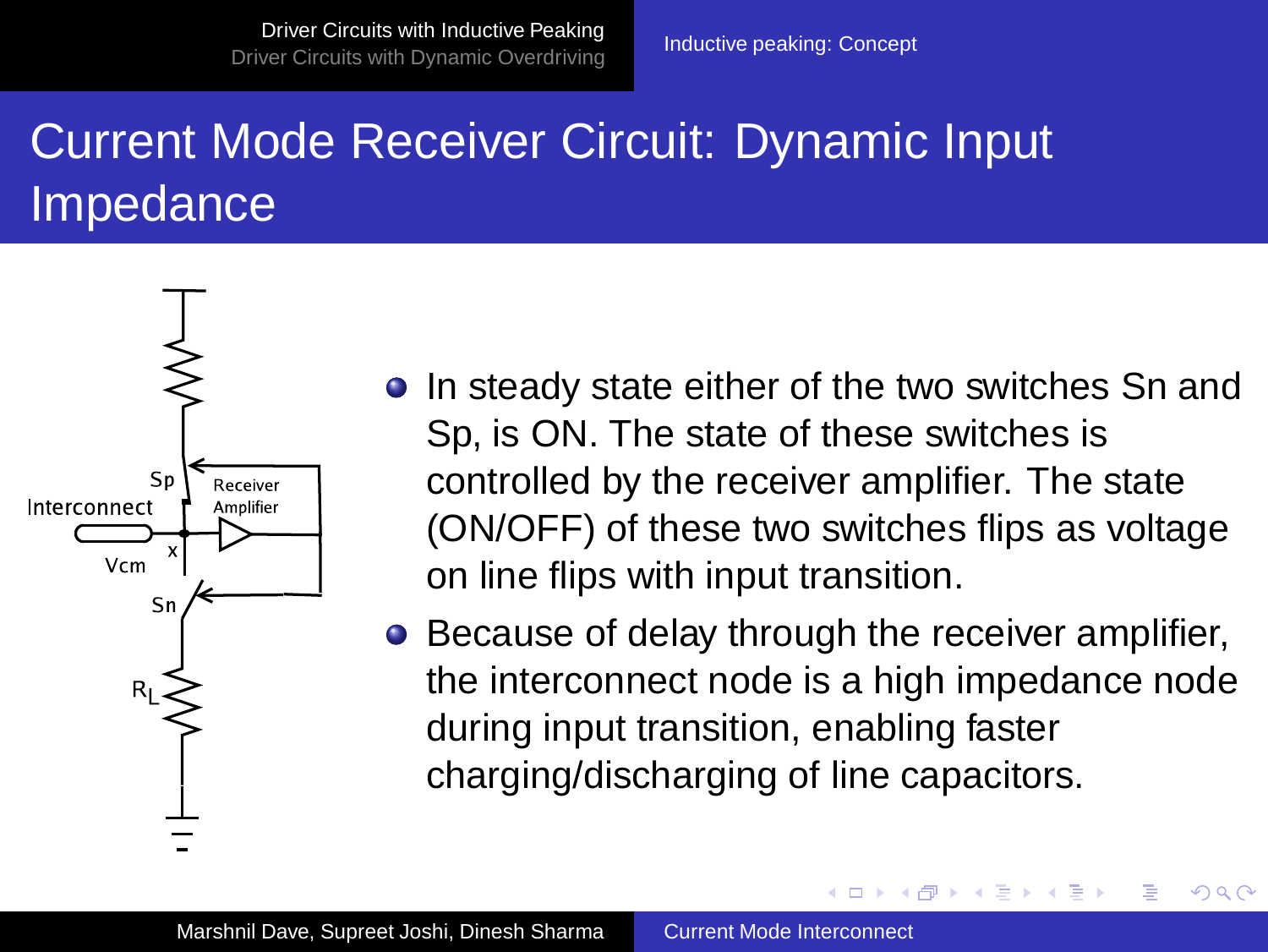# Current Mode Receiver Circuit: Dynamic Input Impedance

- In steady state either of the two switches Sn and Sp, is ON. The state of these switches is controlled by the receiver amplifier. The state (ON/OFF) of these two switches flips as voltage on line flips with input transition.
- Because of delay through the receiver amplifier, the interconnect node is a high impedance node during input transition, enabling faster charging/discharging of line capacitors.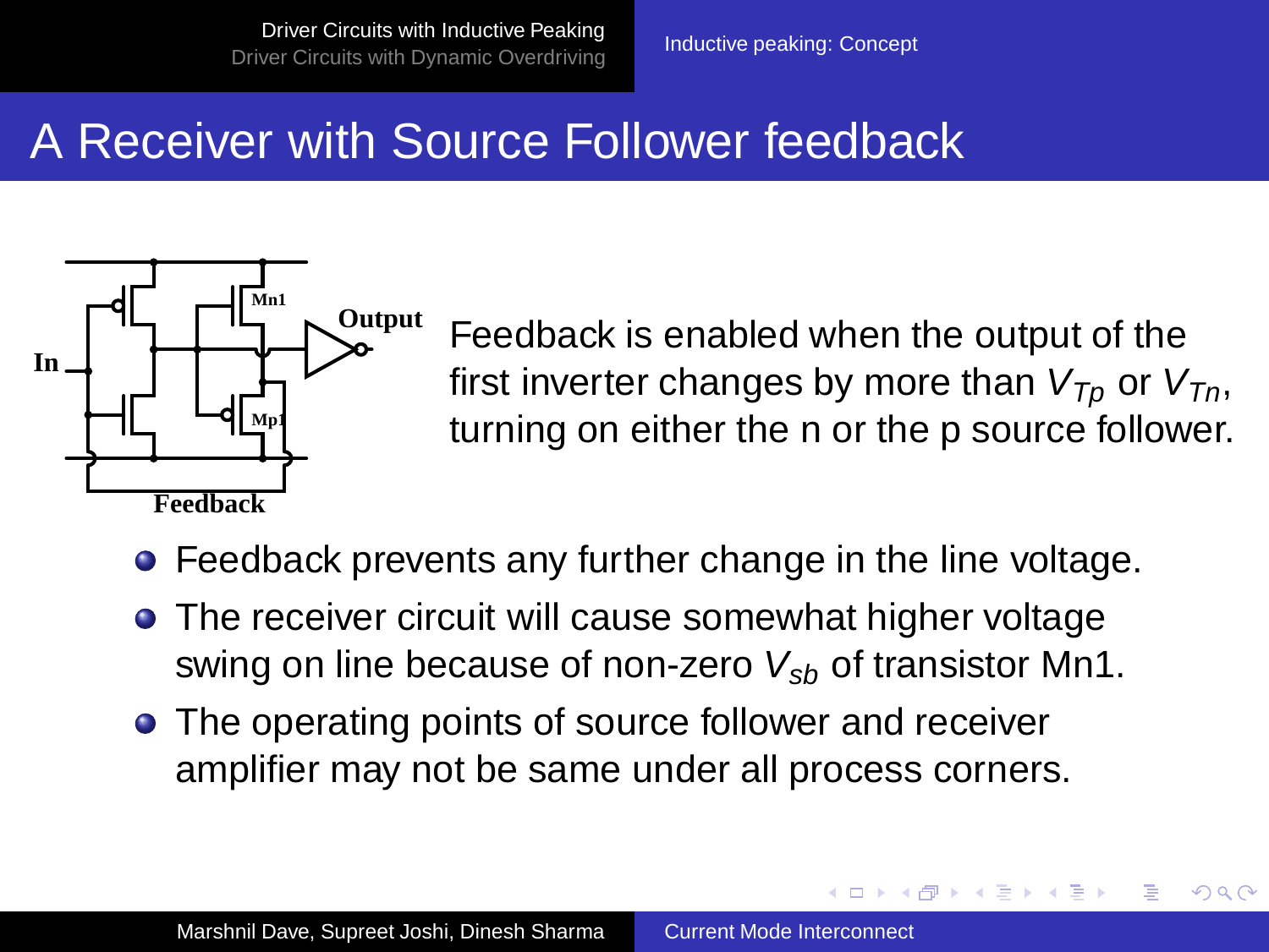# A Receiver with Source Follower feedback

Feedback is enabled when the output of the first inverter changes by more than $V_{Tp}$ or $V_{Tn}$, turning on either the n or the p source follower.

- Feedback prevents any further change in the line voltage.
- The receiver circuit will cause somewhat higher voltage swing on line because of non-zero $V_{sb}$ of transistor Mn1.
- The operating points of source follower and receiver amplifier may not be same under all process corners.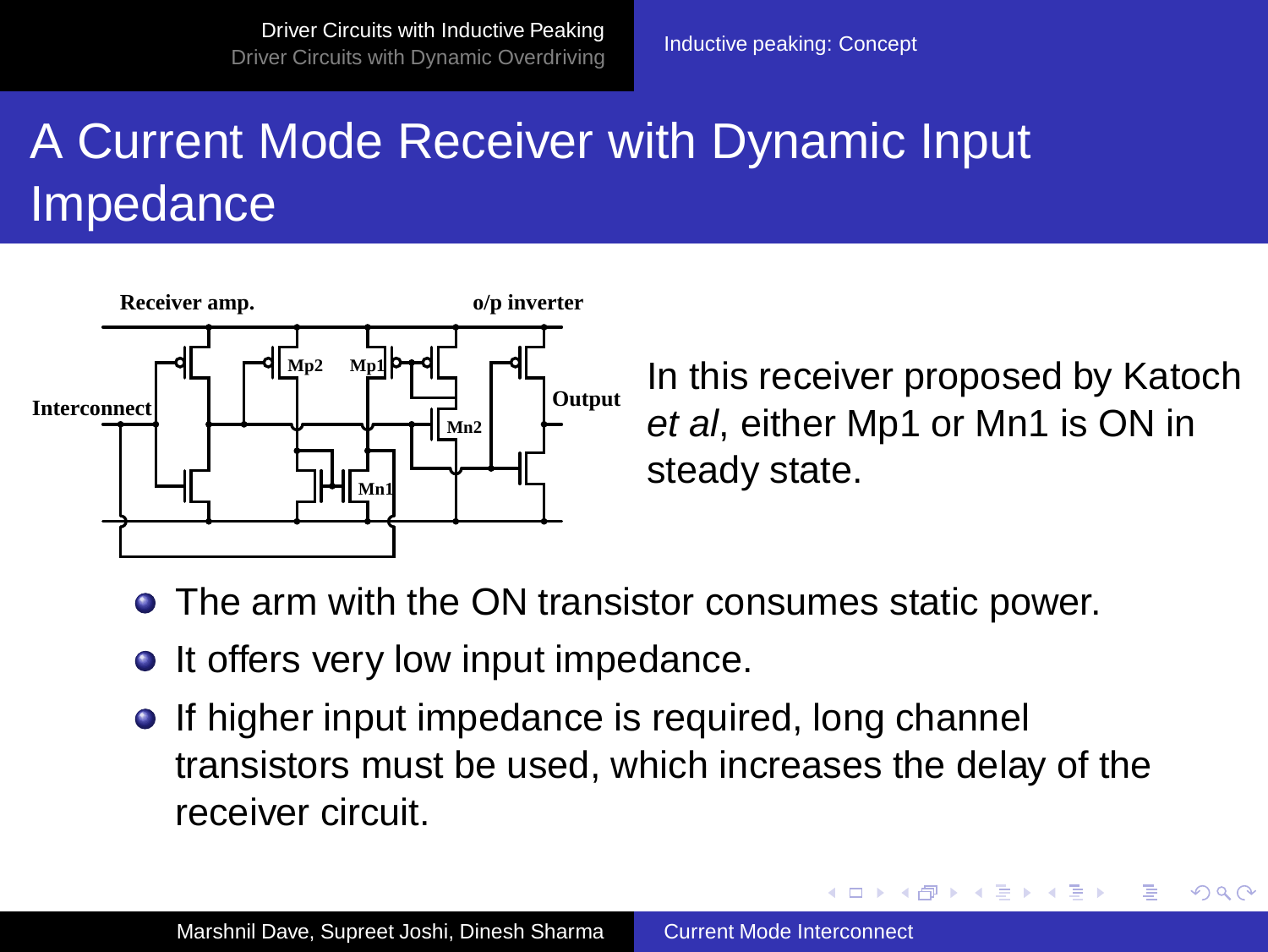# A Current Mode Receiver with Dynamic Input Impedance

In this receiver proposed by Katoch *et al*, either Mp1 or Mn1 is ON in steady state.

- The arm with the ON transistor consumes static power.
- It offers very low input impedance.
- If higher input impedance is required, long channel transistors must be used, which increases the delay of the receiver circuit.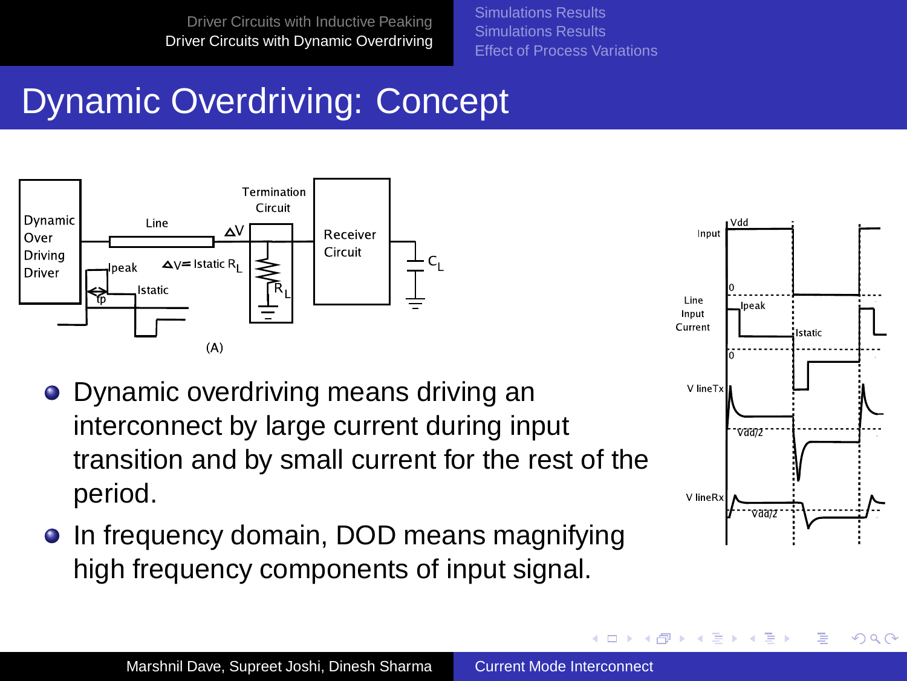# Dynamic Overdriving: Concept

- Dynamic overdriving means driving an interconnect by large current during input transition and by small current for the rest of the period.
- In frequency domain, DOD means magnifying high frequency components of input signal.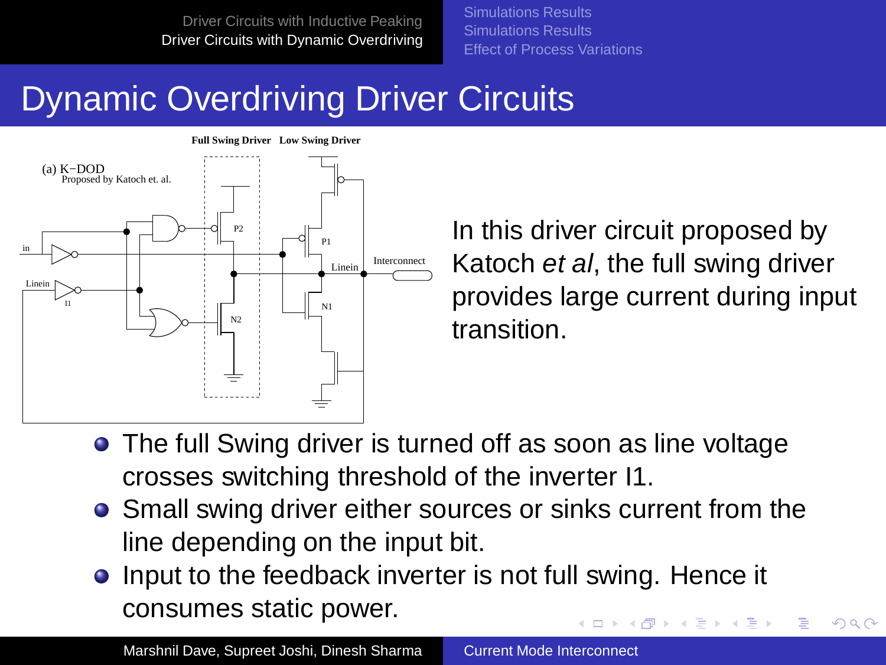# Dynamic Overdriving Driver Circuits

In this driver circuit proposed by Katoch *et al*, the full swing driver provides large current during input transition.

- The full Swing driver is turned off as soon as line voltage crosses switching threshold of the inverter I1.
- Small swing driver either sources or sinks current from the line depending on the input bit.
- Input to the feedback inverter is not full swing. Hence it consumes static power.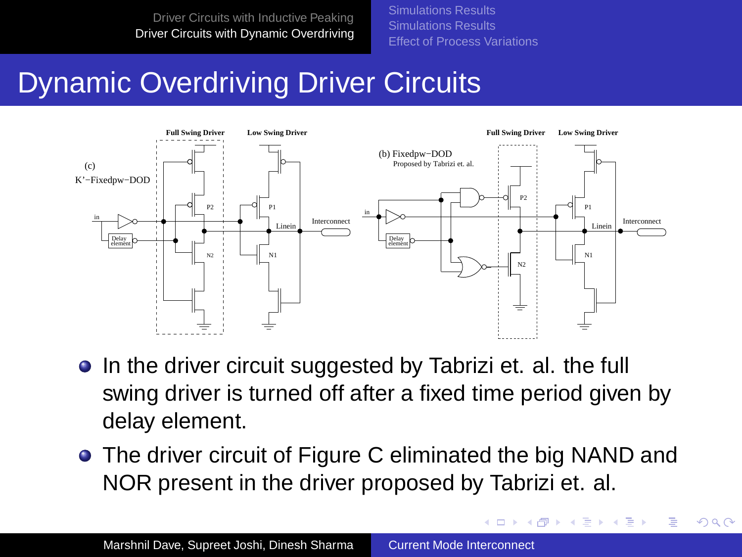# Dynamic Overdriving Driver Circuits

- In the driver circuit suggested by Tabrizi et. al. the full swing driver is turned off after a fixed time period given by delay element.
- The driver circuit of Figure C eliminated the big NAND and NOR present in the driver proposed by Tabrizi et. al.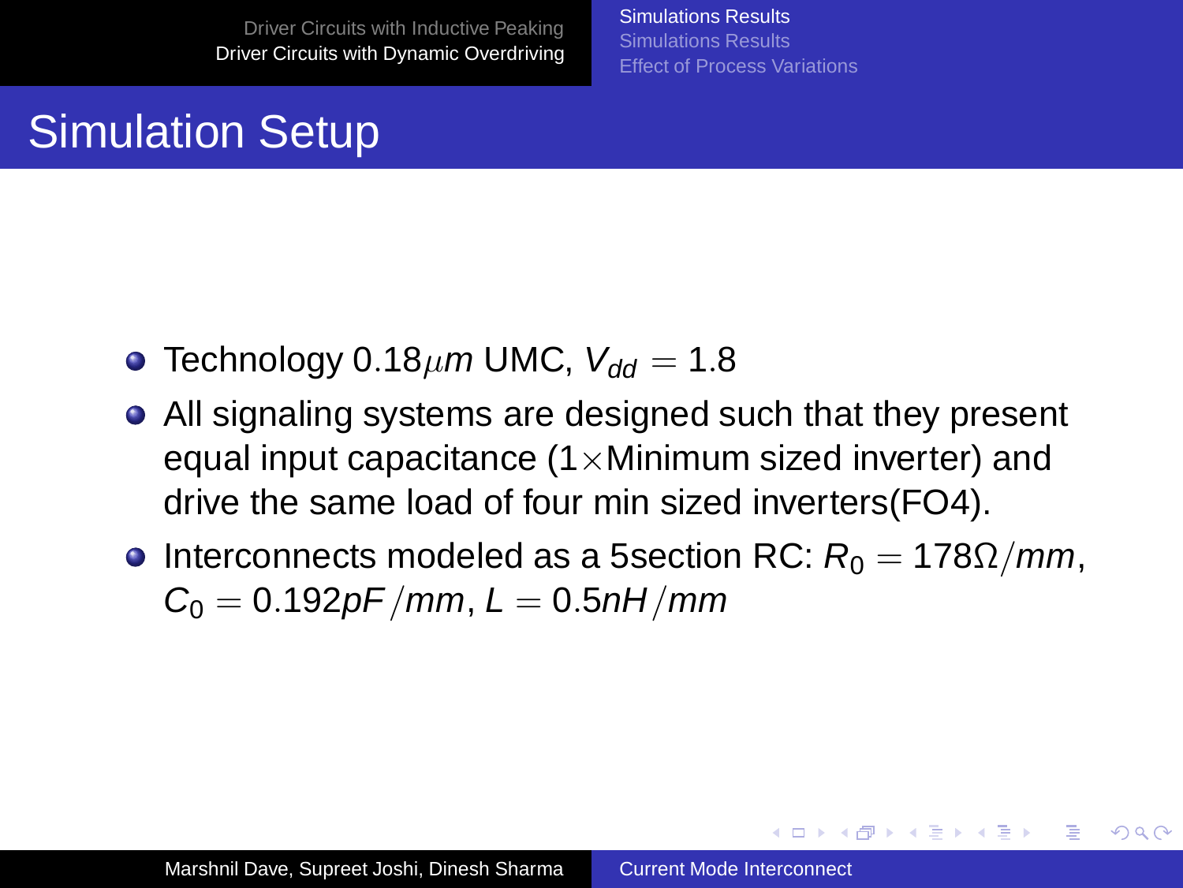# Simulation Setup

- Technology $0.18\mu m$ UMC, $V_{dd} = 1.8$
- All signaling systems are designed such that they present equal input capacitance ($1\times$Minimum sized inverter) and drive the same load of four min sized inverters(FO4).
- Interconnects modeled as a 5section RC: $R_0 = 178\Omega/mm$, $C_0 = 0.192pF/mm$, $L = 0.5nH/mm$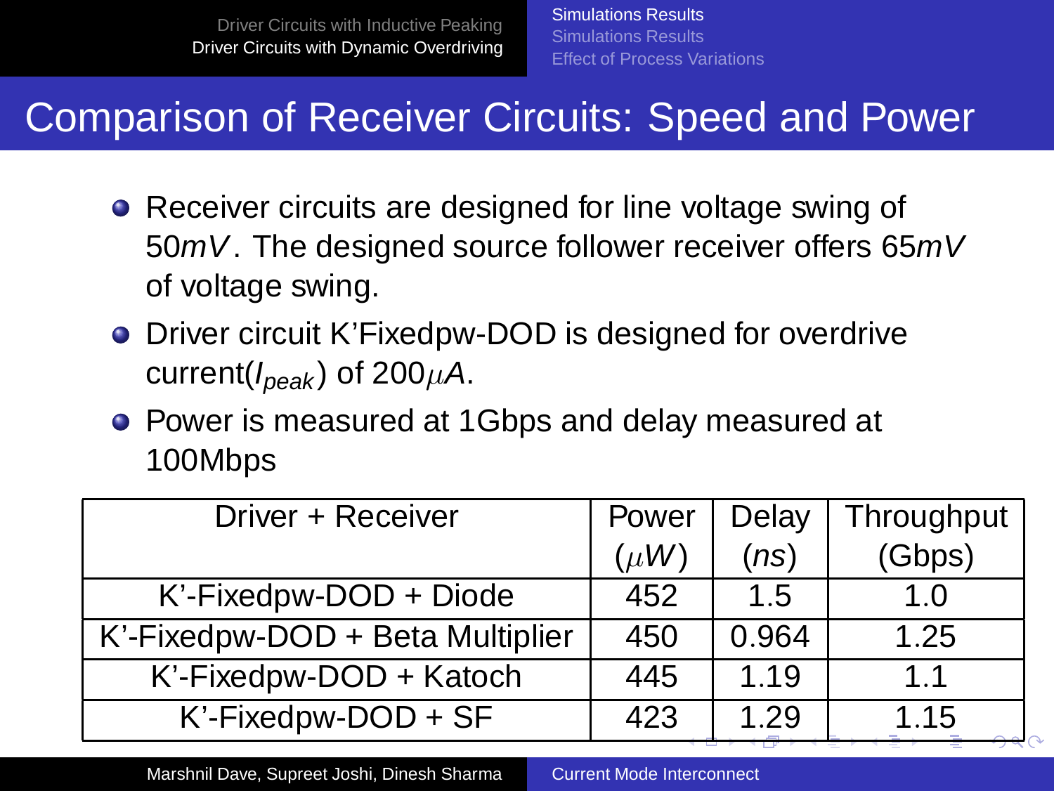# Comparison of Receiver Circuits: Speed and Power

- Receiver circuits are designed for line voltage swing of $50mV$. The designed source follower receiver offers $65mV$ of voltage swing.
- Driver circuit K'Fixedpw-DOD is designed for overdrive current($I_{peak}$) of $200\mu A$.
- Power is measured at 1Gbps and delay measured at 100Mbps

| Driver + Receiver | Power ($\mu W$) | Delay ($ns$) | Throughput (Gbps) |
|---|---|---|---|
| K'-Fixedpw-DOD + Diode | 452 | 1.5 | 1.0 |
| K'-Fixedpw-DOD + Beta Multiplier | 450 | 0.964 | 1.25 |
| K'-Fixedpw-DOD + Katoch | 445 | 1.19 | 1.1 |
| K'-Fixedpw-DOD + SF | 423 | 1.29 | 1.15 |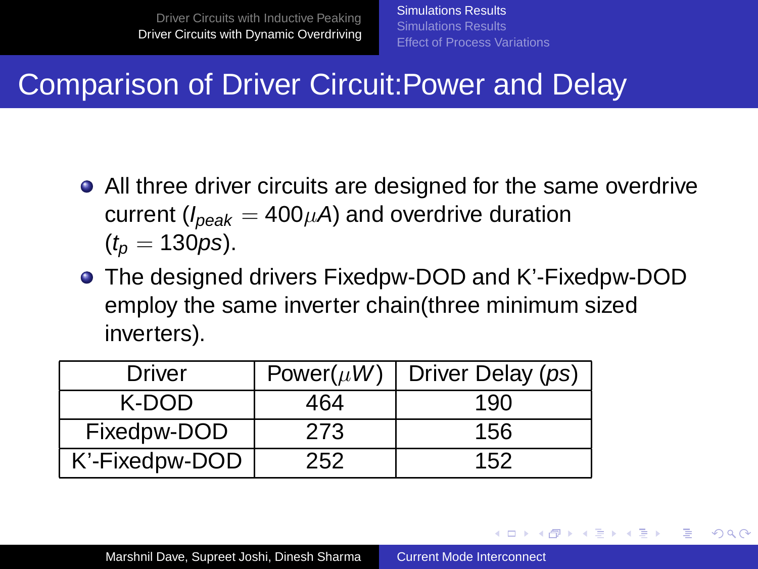# Comparison of Driver Circuit:Power and Delay

- All three driver circuits are designed for the same overdrive current ($I_{peak} = 400\mu A$) and overdrive duration ($t_p = 130ps$).
- The designed drivers Fixedpw-DOD and K'-Fixedpw-DOD employ the same inverter chain(three minimum sized inverters).

| Driver | Power($\mu W$) | Driver Delay ($ps$) |
|---|---|---|
| K-DOD | 464 | 190 |
| Fixedpw-DOD | 273 | 156 |
| K'-Fixedpw-DOD | 252 | 152 |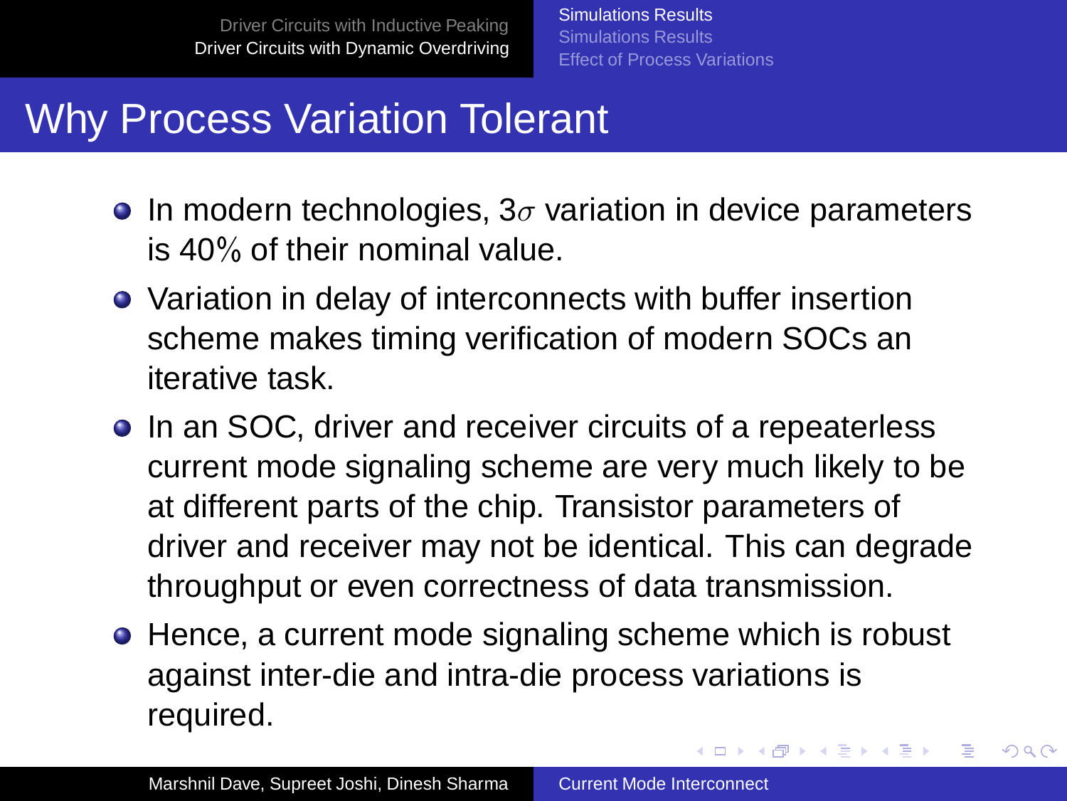# Why Process Variation Tolerant

- In modern technologies, $3\sigma$ variation in device parameters is 40% of their nominal value.
- Variation in delay of interconnects with buffer insertion scheme makes timing verification of modern SOCs an iterative task.
- In an SOC, driver and receiver circuits of a repeaterless current mode signaling scheme are very much likely to be at different parts of the chip. Transistor parameters of driver and receiver may not be identical. This can degrade throughput or even correctness of data transmission.
- Hence, a current mode signaling scheme which is robust against inter-die and intra-die process variations is required.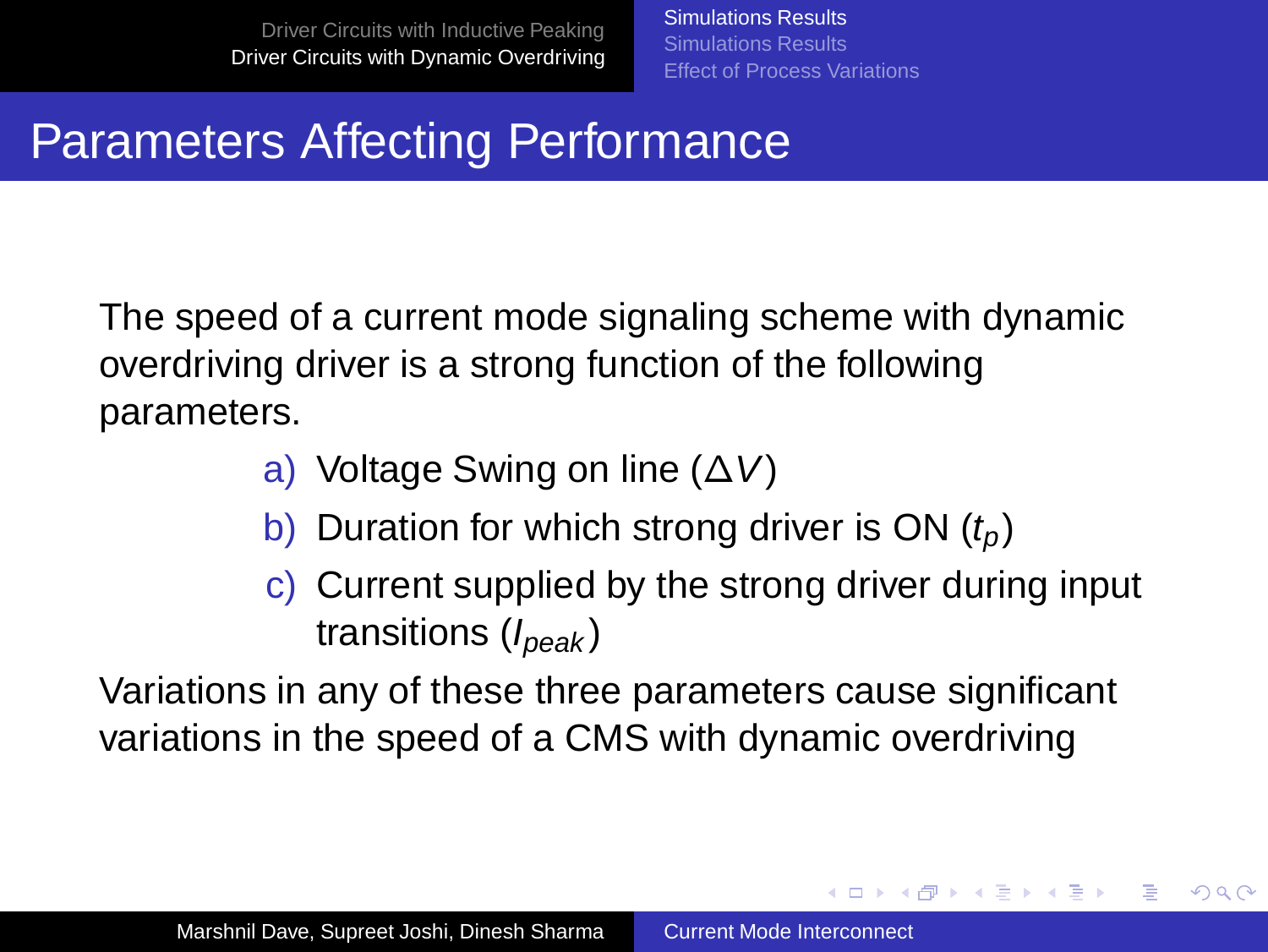# Parameters Affecting Performance

The speed of a current mode signaling scheme with dynamic overdriving driver is a strong function of the following parameters.

a) Voltage Swing on line ($\Delta V$)
b) Duration for which strong driver is ON ($t_p$)
c) Current supplied by the strong driver during input transitions ($I_{peak}$)

Variations in any of these three parameters cause significant variations in the speed of a CMS with dynamic overdriving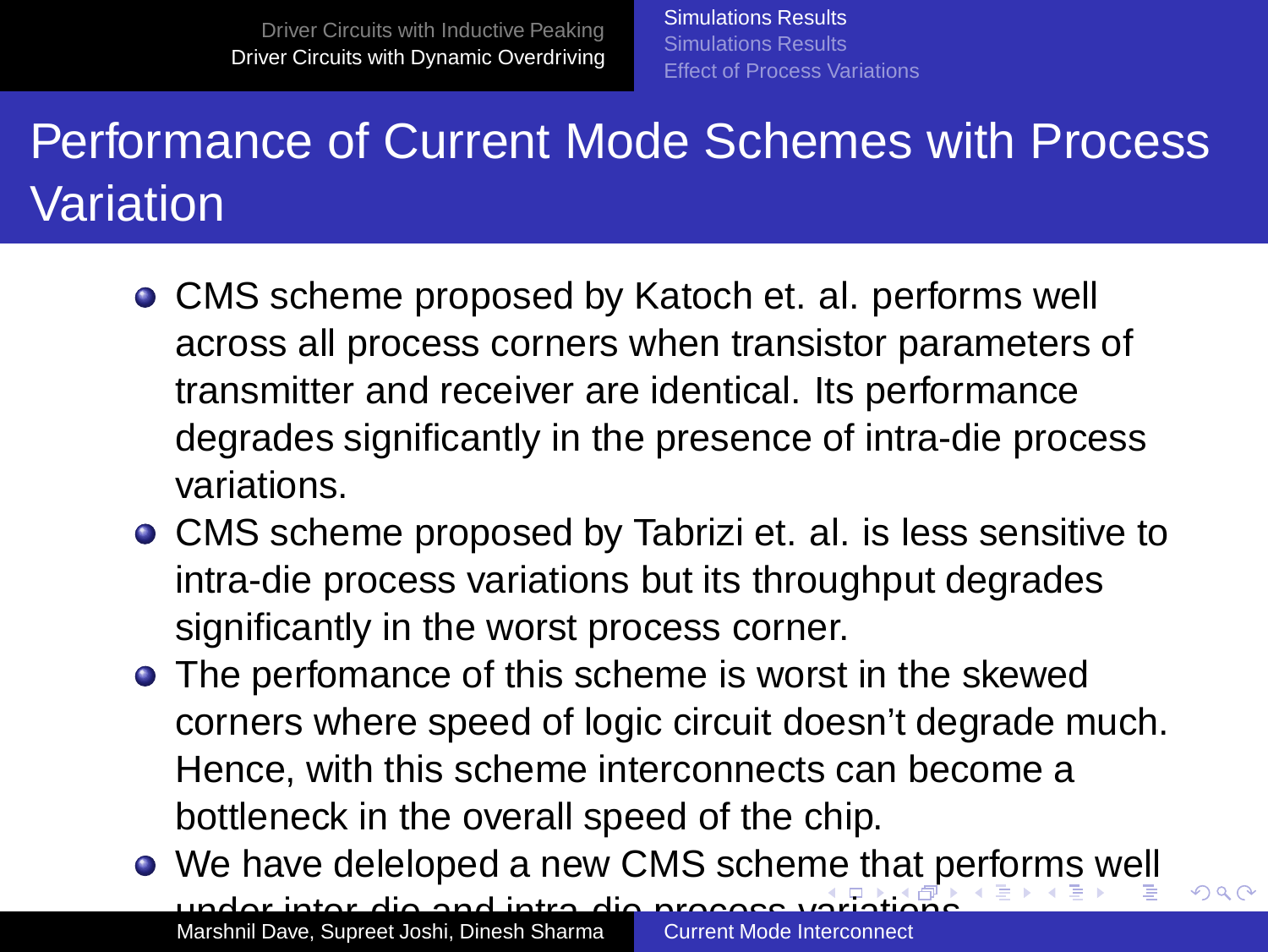# Performance of Current Mode Schemes with Process Variation

- CMS scheme proposed by Katoch et. al. performs well across all process corners when transistor parameters of transmitter and receiver are identical. Its performance degrades significantly in the presence of intra-die process variations.
- CMS scheme proposed by Tabrizi et. al. is less sensitive to intra-die process variations but its throughput degrades significantly in the worst process corner.
- The perfomance of this scheme is worst in the skewed corners where speed of logic circuit doesn't degrade much. Hence, with this scheme interconnects can become a bottleneck in the overall speed of the chip.
- We have deleloped a new CMS scheme that performs well under inter-die and intra-die process variations.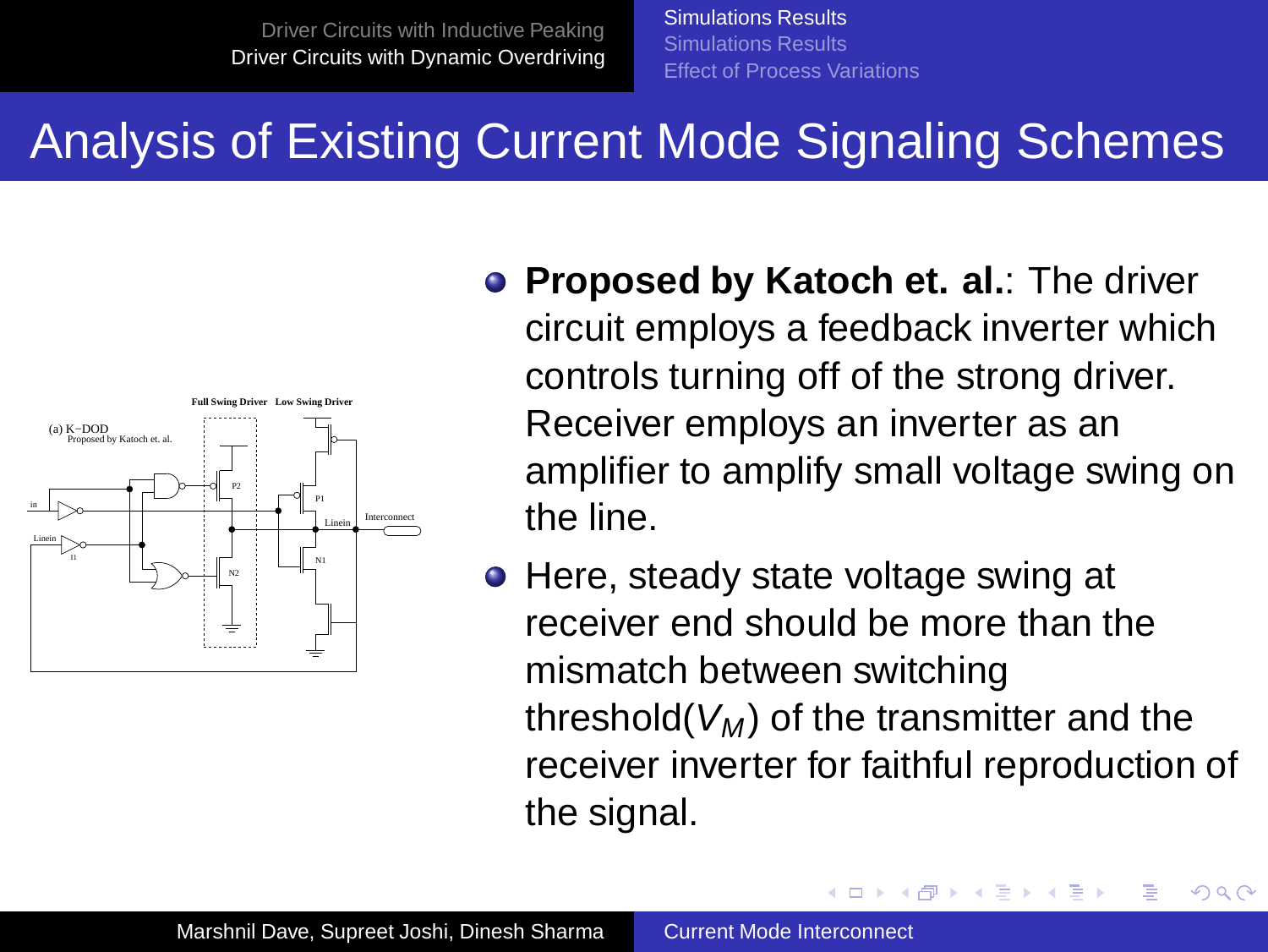# Analysis of Existing Current Mode Signaling Schemes

- **Proposed by Katoch et. al.**: The driver circuit employs a feedback inverter which controls turning off of the strong driver. Receiver employs an inverter as an amplifier to amplify small voltage swing on the line.
- Here, steady state voltage swing at receiver end should be more than the mismatch between switching threshold($V_M$) of the transmitter and the receiver inverter for faithful reproduction of the signal.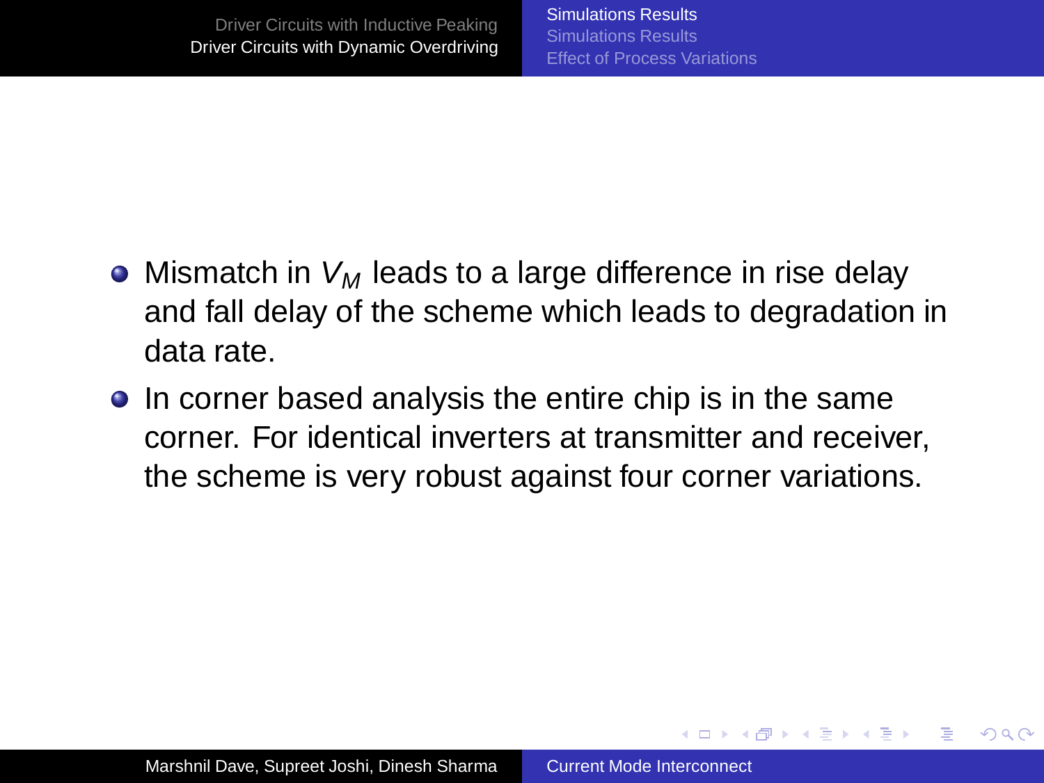- Mismatch in $V_M$ leads to a large difference in rise delay and fall delay of the scheme which leads to degradation in data rate.
- In corner based analysis the entire chip is in the same corner. For identical inverters at transmitter and receiver, the scheme is very robust against four corner variations.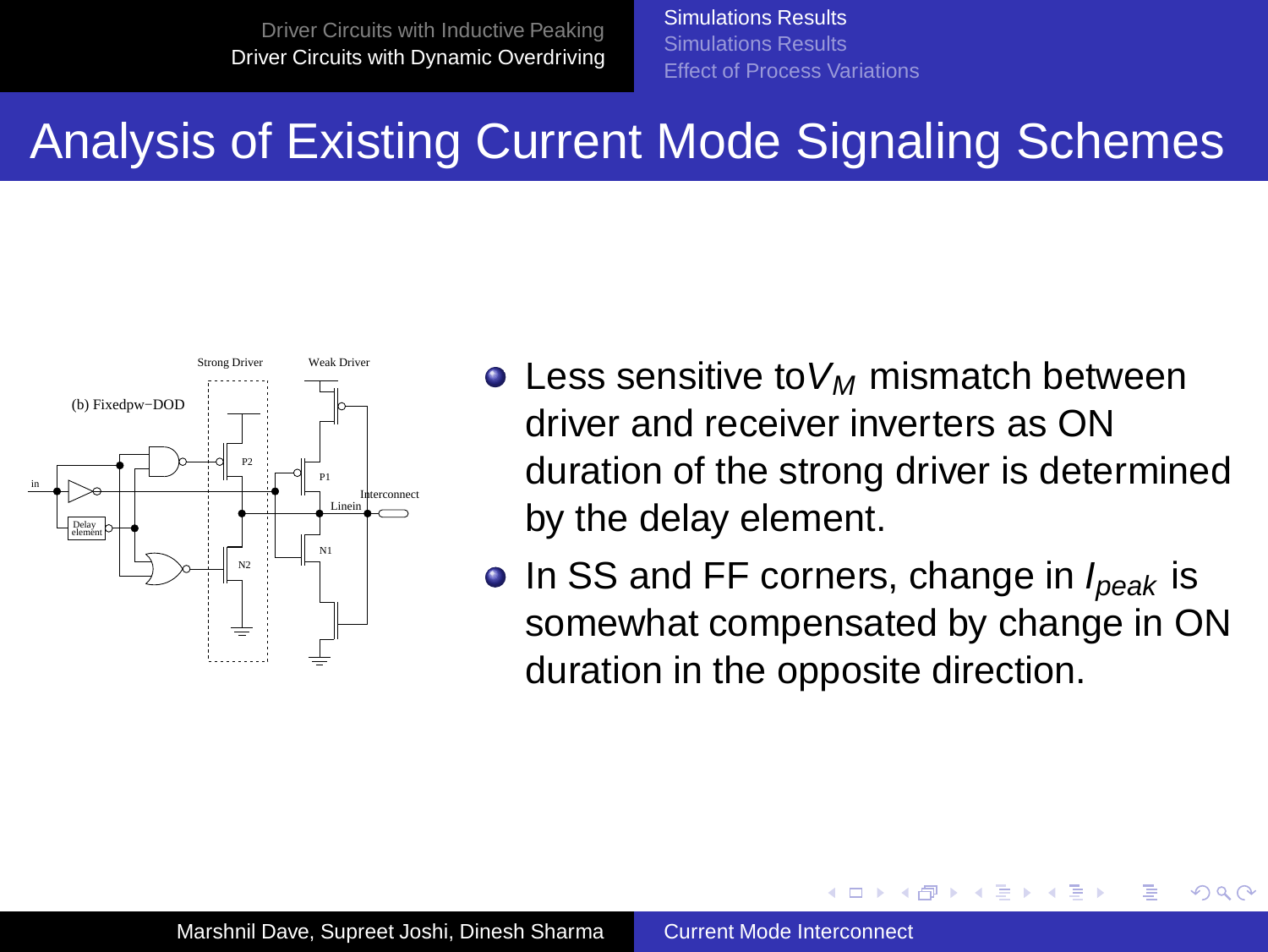# Analysis of Existing Current Mode Signaling Schemes

- Less sensitive to $V_M$ mismatch between driver and receiver inverters as ON duration of the strong driver is determined by the delay element.
- In SS and FF corners, change in $I_{peak}$ is somewhat compensated by change in ON duration in the opposite direction.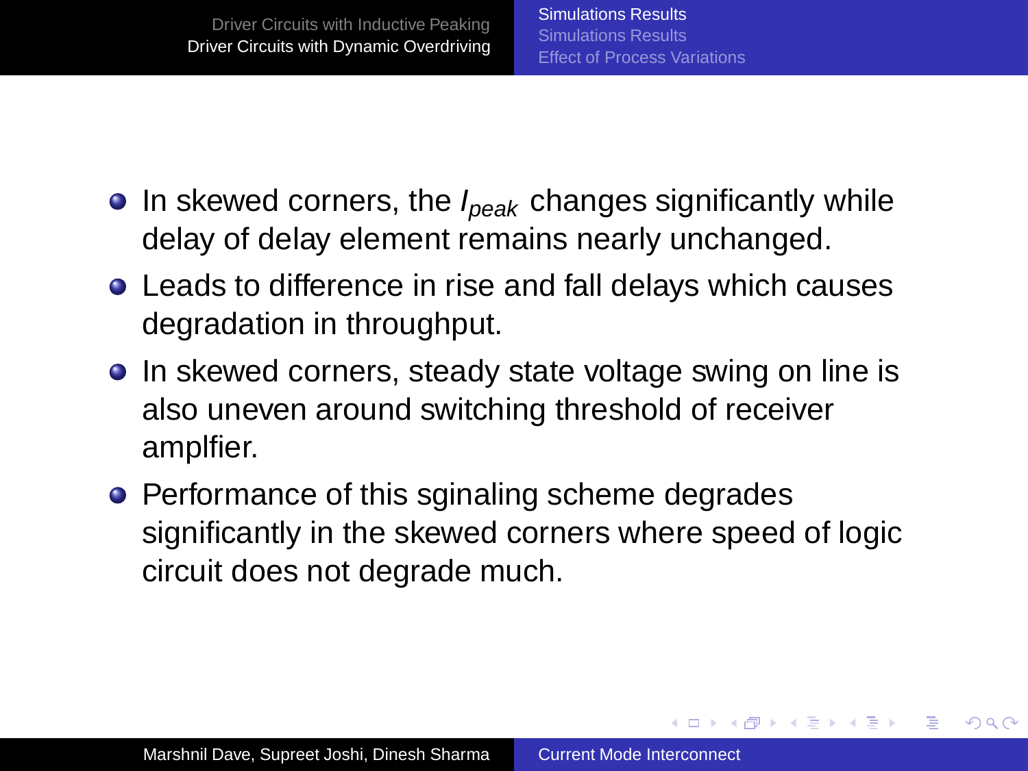- In skewed corners, the $I_{peak}$ changes significantly while delay of delay element remains nearly unchanged.
- Leads to difference in rise and fall delays which causes degradation in throughput.
- In skewed corners, steady state voltage swing on line is also uneven around switching threshold of receiver amplfier.
- Performance of this sginaling scheme degrades significantly in the skewed corners where speed of logic circuit does not degrade much.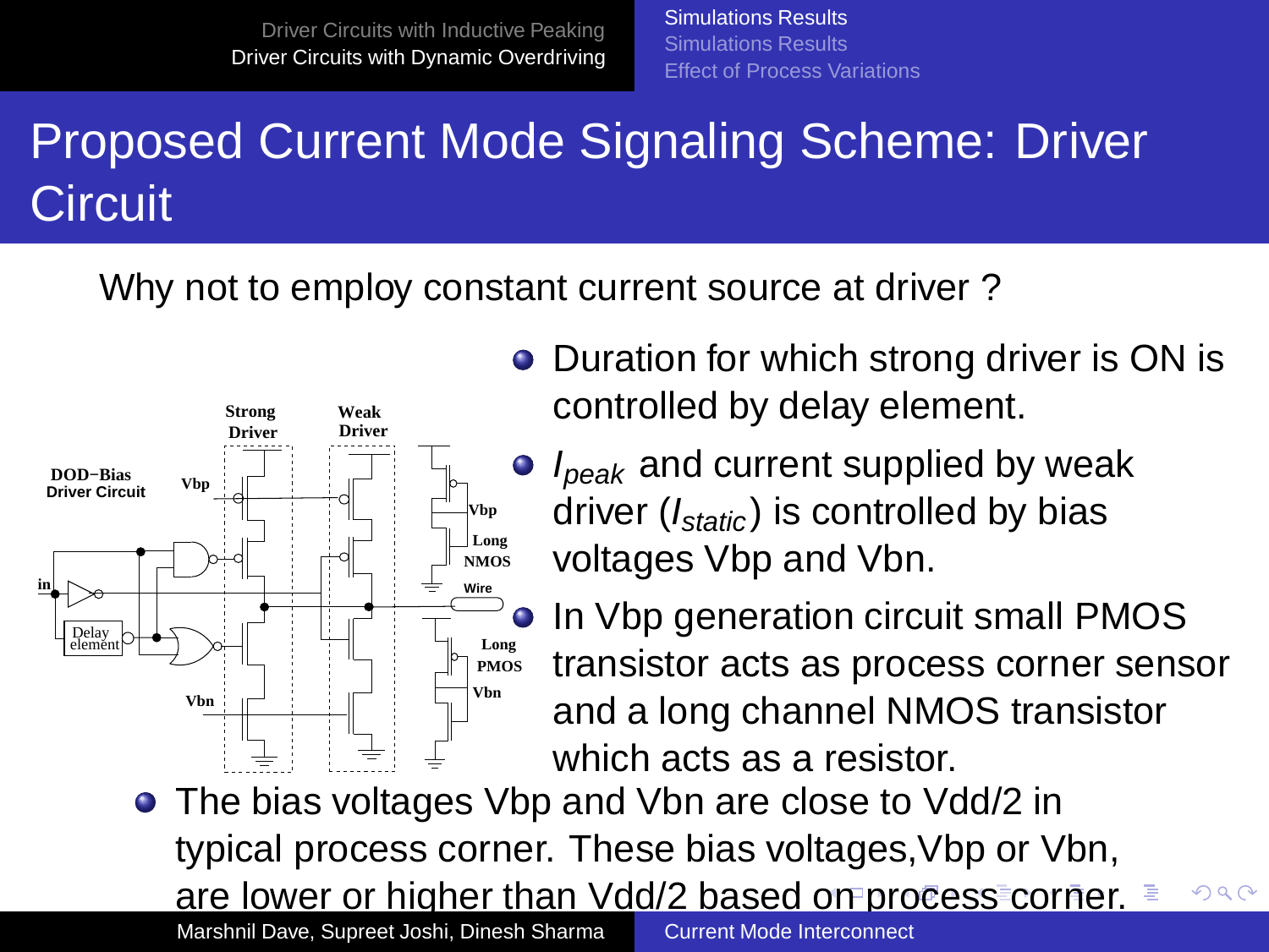# Proposed Current Mode Signaling Scheme: Driver Circuit

Why not to employ constant current source at driver ?

- Duration for which strong driver is ON is controlled by delay element.
- $I_{peak}$ and current supplied by weak driver ($I_{static}$) is controlled by bias voltages Vbp and Vbn.
- In Vbp generation circuit small PMOS transistor acts as process corner sensor and a long channel NMOS transistor which acts as a resistor.
- The bias voltages Vbp and Vbn are close to Vdd/2 in typical process corner. These bias voltages,Vbp or Vbn, are lower or higher than Vdd/2 based on process corner.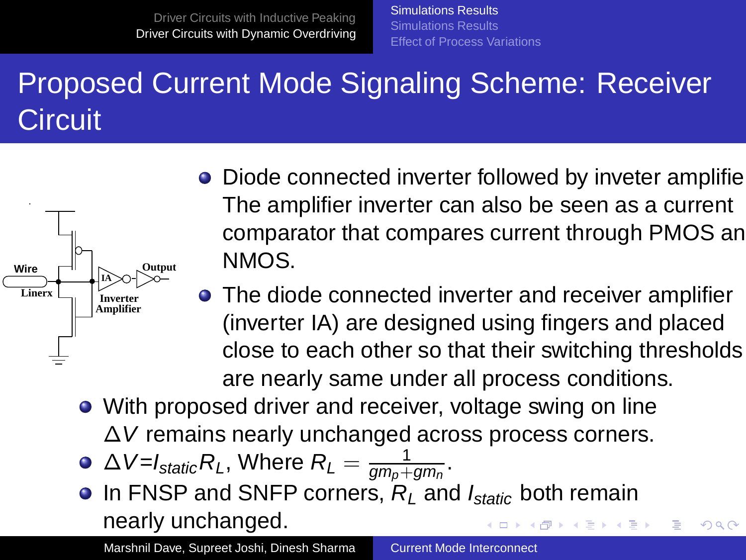# Proposed Current Mode Signaling Scheme: Receiver Circuit

Wire

Linerx

IA

Inverter Amplifier

Output

- Diode connected inverter followed by inveter amplifie The amplifier inverter can also be seen as a current comparator that compares current through PMOS an NMOS.
- The diode connected inverter and receiver amplifier (inverter IA) are designed using fingers and placed close to each other so that their switching thresholds are nearly same under all process conditions.
- With proposed driver and receiver, voltage swing on line $\Delta V$ remains nearly unchanged across process corners.
- $\Delta V = I_{static} R_L$, Where $R_L = \frac{1}{gm_p + gm_n}$.
- In FNSP and SNFP corners, $R_L$ and $I_{static}$ both remain nearly unchanged.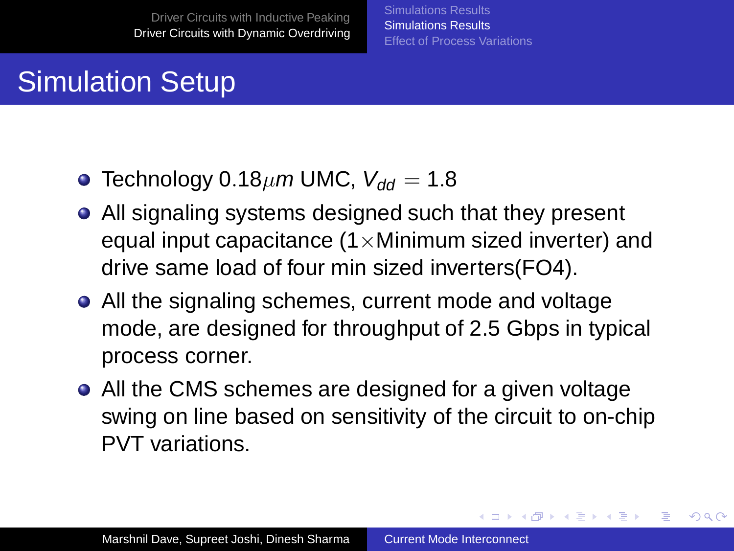# Simulation Setup

- Technology 0.18$\mu m$ UMC, $V_{dd} = 1.8$
- All signaling systems designed such that they present equal input capacitance (1$\times$Minimum sized inverter) and drive same load of four min sized inverters(FO4).
- All the signaling schemes, current mode and voltage mode, are designed for throughput of 2.5 Gbps in typical process corner.
- All the CMS schemes are designed for a given voltage swing on line based on sensitivity of the circuit to on-chip PVT variations.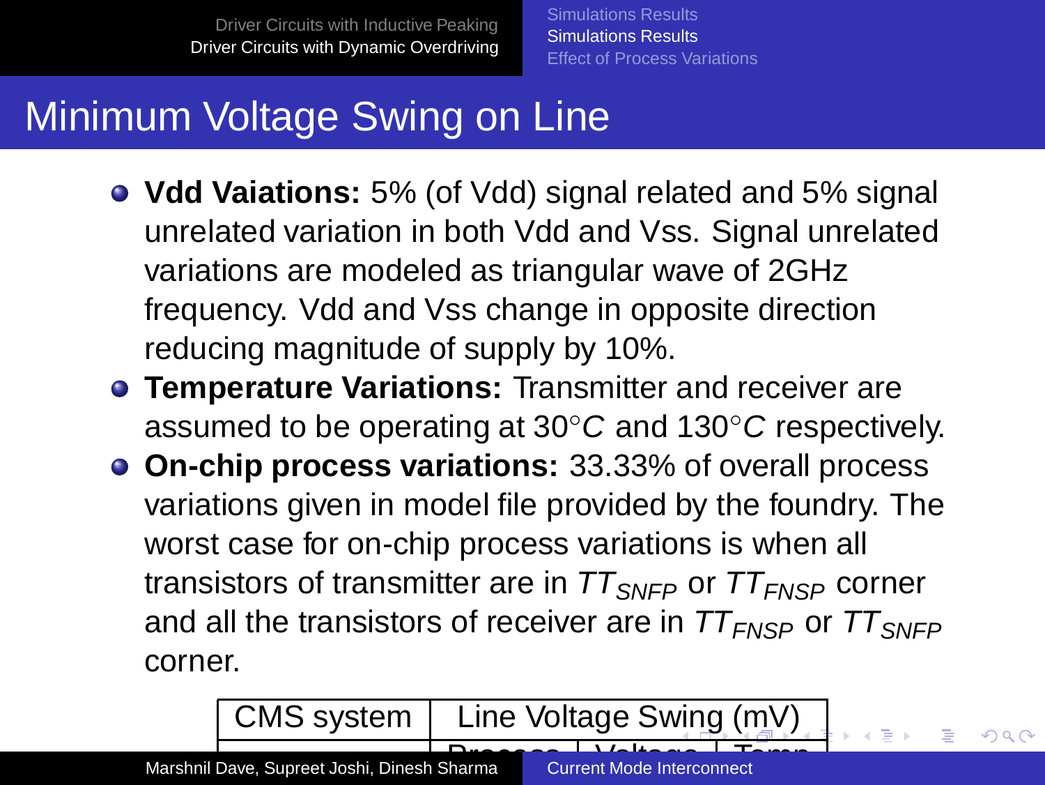# Minimum Voltage Swing on Line

- **Vdd Vaiations:** 5% (of Vdd) signal related and 5% signal unrelated variation in both Vdd and Vss. Signal unrelated variations are modeled as triangular wave of 2GHz frequency. Vdd and Vss change in opposite direction reducing magnitude of supply by 10%.
- **Temperature Variations:** Transmitter and receiver are assumed to be operating at $30^{\circ}C$ and $130^{\circ}C$ respectively.
- **On-chip process variations:** 33.33% of overall process variations given in model file provided by the foundry. The worst case for on-chip process variations is when all transistors of transmitter are in $TT_{SNFP}$ or $TT_{FNSP}$ corner and all the transistors of receiver are in $TT_{FNSP}$ or $TT_{SNFP}$ corner.

| CMS system | Line Voltage Swing (mV) | | |
|---|---|---|---|
| | Process | Voltage | Temp |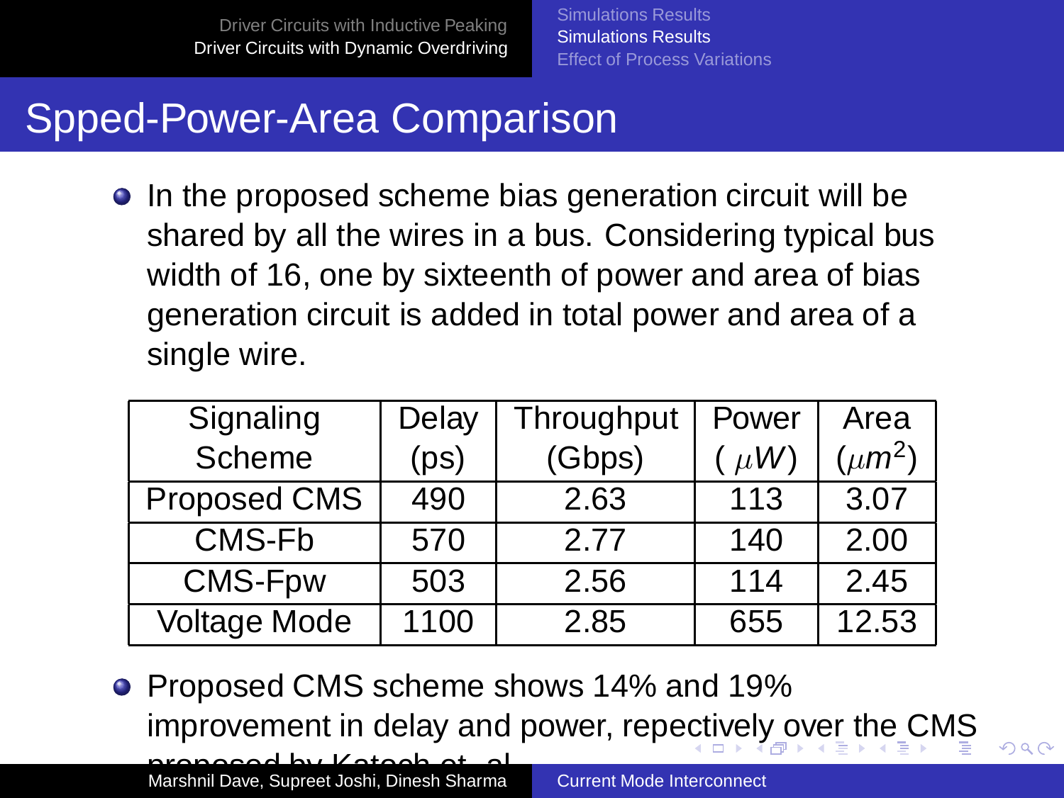# Spped-Power-Area Comparison

- In the proposed scheme bias generation circuit will be shared by all the wires in a bus. Considering typical bus width of 16, one by sixteenth of power and area of bias generation circuit is added in total power and area of a single wire.

| Signaling Scheme | Delay (ps) | Throughput (Gbps) | Power ( $\mu W$) | Area ($\mu m^2$) |
|---|---|---|---|---|
| Proposed CMS | 490 | 2.63 | 113 | 3.07 |
| CMS-Fb | 570 | 2.77 | 140 | 2.00 |
| CMS-Fpw | 503 | 2.56 | 114 | 2.45 |
| Voltage Mode | 1100 | 2.85 | 655 | 12.53 |

- Proposed CMS scheme shows 14% and 19% improvement in delay and power, repectively over the CMS proposed by Katoch et. al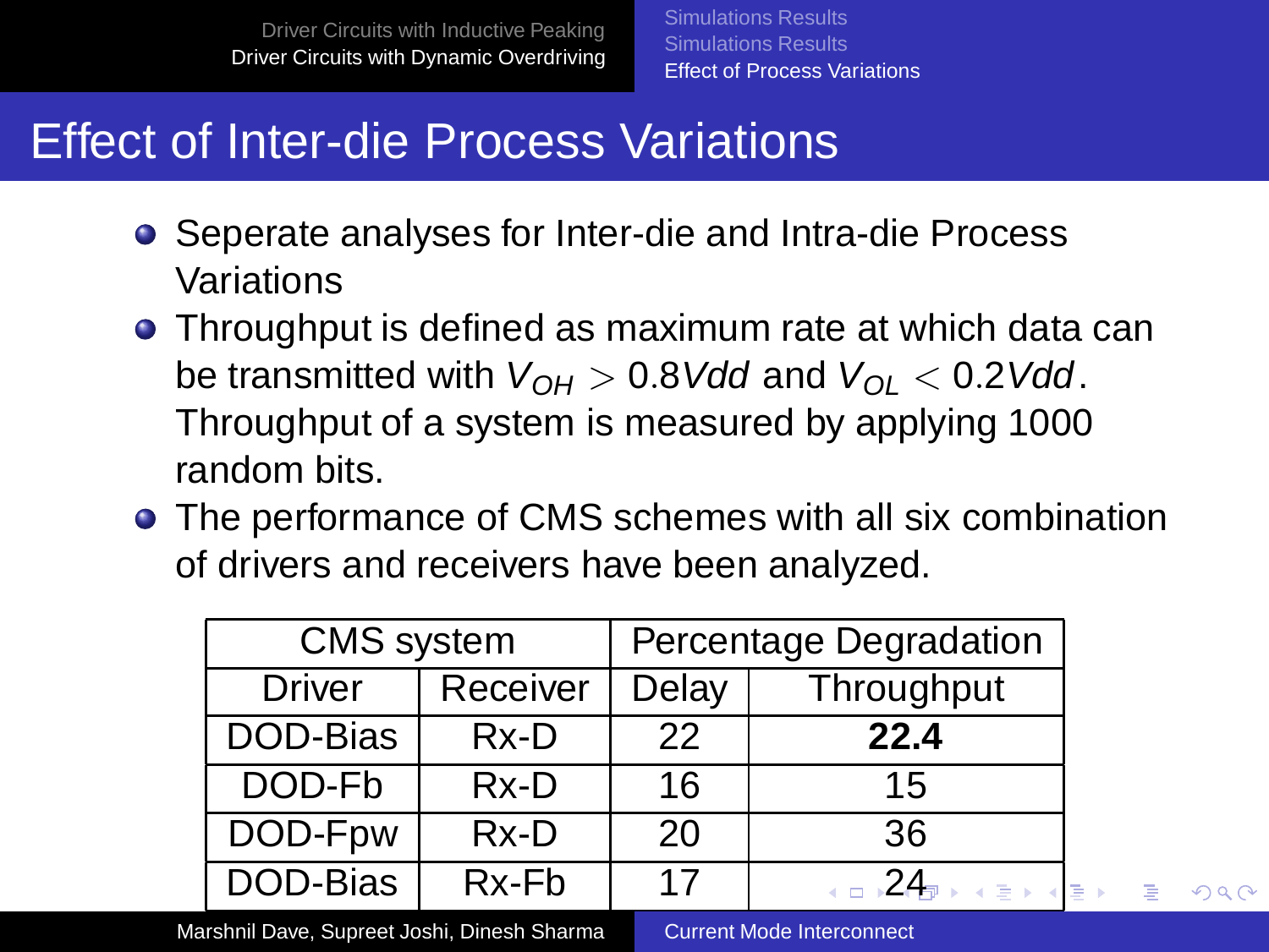# Effect of Inter-die Process Variations

- Seperate analyses for Inter-die and Intra-die Process Variations
- Throughput is defined as maximum rate at which data can be transmitted with $V_{OH} > 0.8Vdd$ and $V_{OL} < 0.2Vdd$. Throughput of a system is measured by applying 1000 random bits.
- The performance of CMS schemes with all six combination of drivers and receivers have been analyzed.

| CMS system | | Percentage Degradation | |
|---|---|---|---|
| Driver | Receiver | Delay | Throughput |
| DOD-Bias | Rx-D | 22 | **22.4** |
| DOD-Fb | Rx-D | 16 | 15 |
| DOD-Fpw | Rx-D | 20 | 36 |
| DOD-Bias | Rx-Fb | 17 | 24 |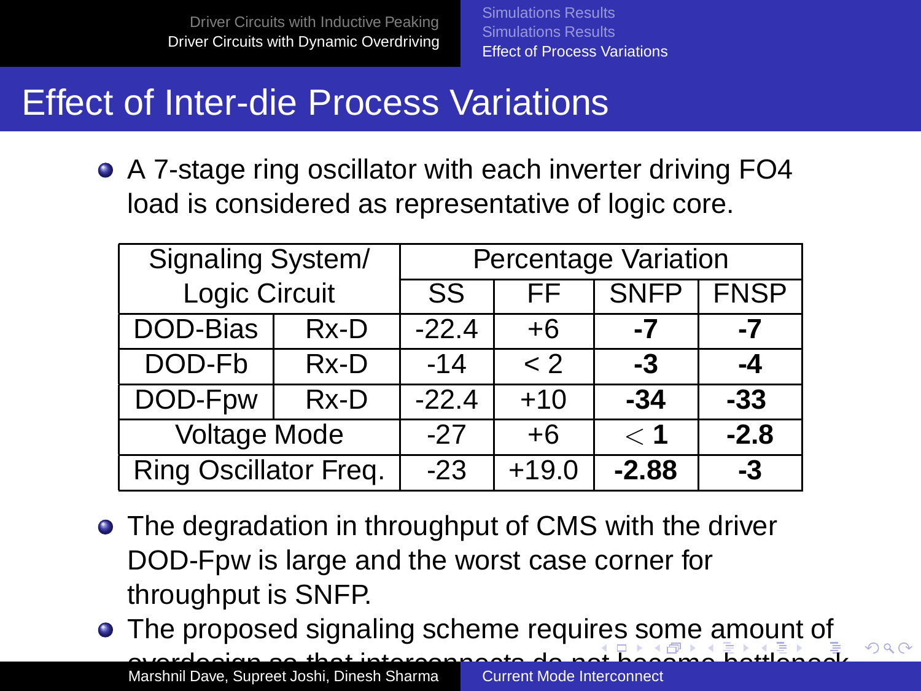# Effect of Inter-die Process Variations

- A 7-stage ring oscillator with each inverter driving FO4 load is considered as representative of logic core.

| Signaling System/ Logic Circuit | | Percentage Variation | | | |
|---|---|---|---|---|---|
| | | SS | FF | SNFP | FNSP |
| DOD-Bias | Rx-D | -22.4 | +6 | **-7** | **-7** |
| DOD-Fb | Rx-D | -14 | < 2 | **-3** | **-4** |
| DOD-Fpw | Rx-D | -22.4 | +10 | **-34** | **-33** |
| Voltage Mode | | -27 | +6 | $<$ **1** | **-2.8** |
| Ring Oscillator Freq. | | -23 | +19.0 | **-2.88** | **-3** |

- The degradation in throughput of CMS with the driver DOD-Fpw is large and the worst case corner for throughput is SNFP.
- The proposed signaling scheme requires some amount of overdesign so that interconnects do not become bottleneck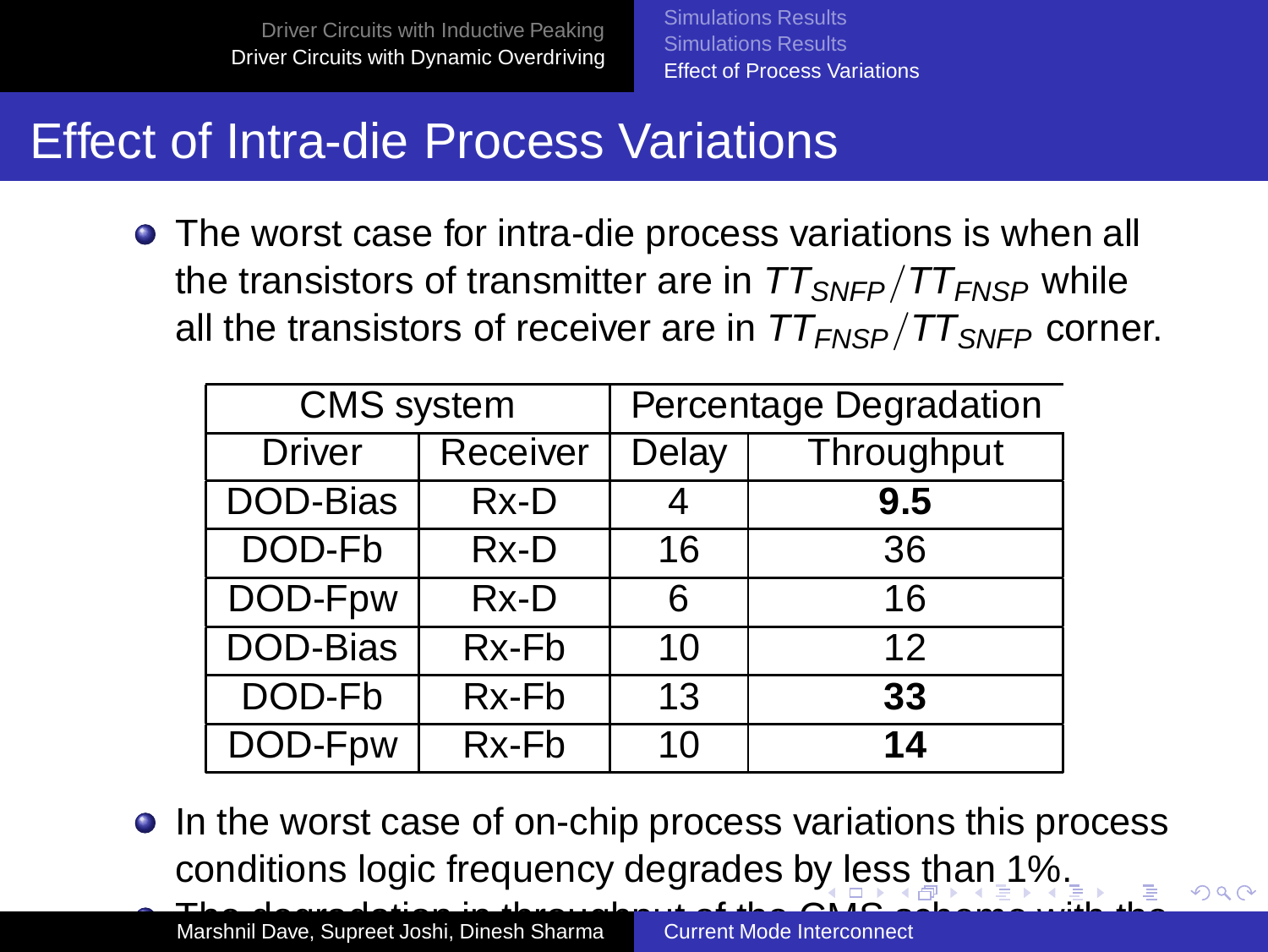# Effect of Intra-die Process Variations

- The worst case for intra-die process variations is when all the transistors of transmitter are in $TT_{SNFP}/TT_{FNSP}$ while all the transistors of receiver are in $TT_{FNSP}/TT_{SNFP}$ corner.

| CMS system | | Percentage Degradation | |
|---|---|---|---|
| Driver | Receiver | Delay | Throughput |
| DOD-Bias | Rx-D | 4 | **9.5** |
| DOD-Fb | Rx-D | 16 | 36 |
| DOD-Fpw | Rx-D | 6 | 16 |
| DOD-Bias | Rx-Fb | 10 | 12 |
| DOD-Fb | Rx-Fb | 13 | **33** |
| DOD-Fpw | Rx-Fb | 10 | **14** |

- In the worst case of on-chip process variations this process conditions logic frequency degrades by less than 1%.
- The degradation in throughput of the CMS scheme with the